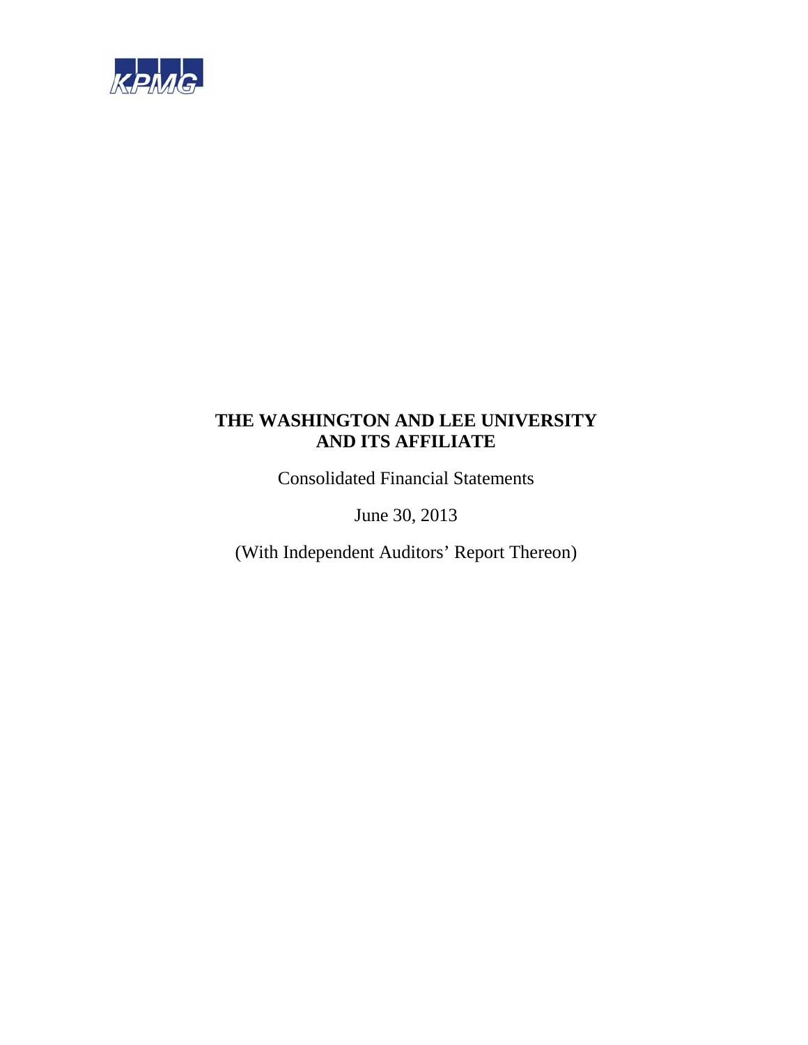KPMG

# THE WASHINGTON AND LEE UNIVERSITY AND ITS AFFILIATE

Consolidated Financial Statements

June 30, 2013

(With Independent Auditors' Report Thereon)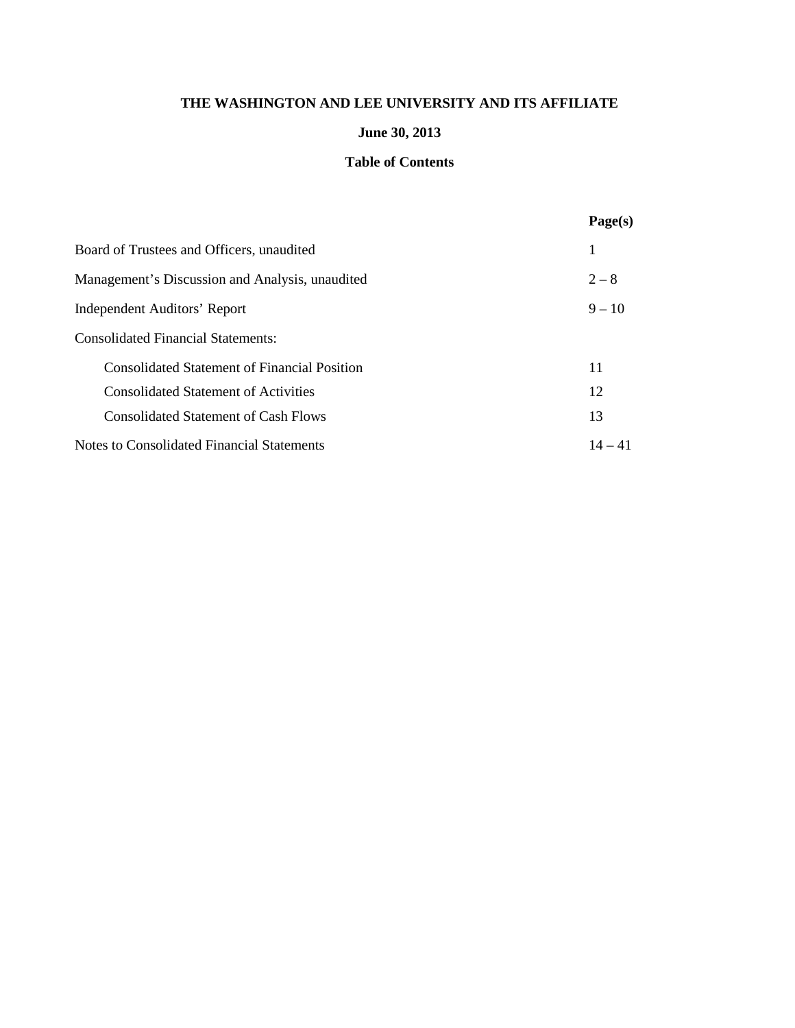# THE WASHINGTON AND LEE UNIVERSITY AND ITS AFFILIATE

## June 30, 2013

## Table of Contents

| | Page(s) |
|---|---|
| Board of Trustees and Officers, unaudited | 1 |
| Management’s Discussion and Analysis, unaudited | 2 – 8 |
| Independent Auditors’ Report | 9 – 10 |
| Consolidated Financial Statements: | |
| Consolidated Statement of Financial Position | 11 |
| Consolidated Statement of Activities | 12 |
| Consolidated Statement of Cash Flows | 13 |
| Notes to Consolidated Financial Statements | 14 – 41 |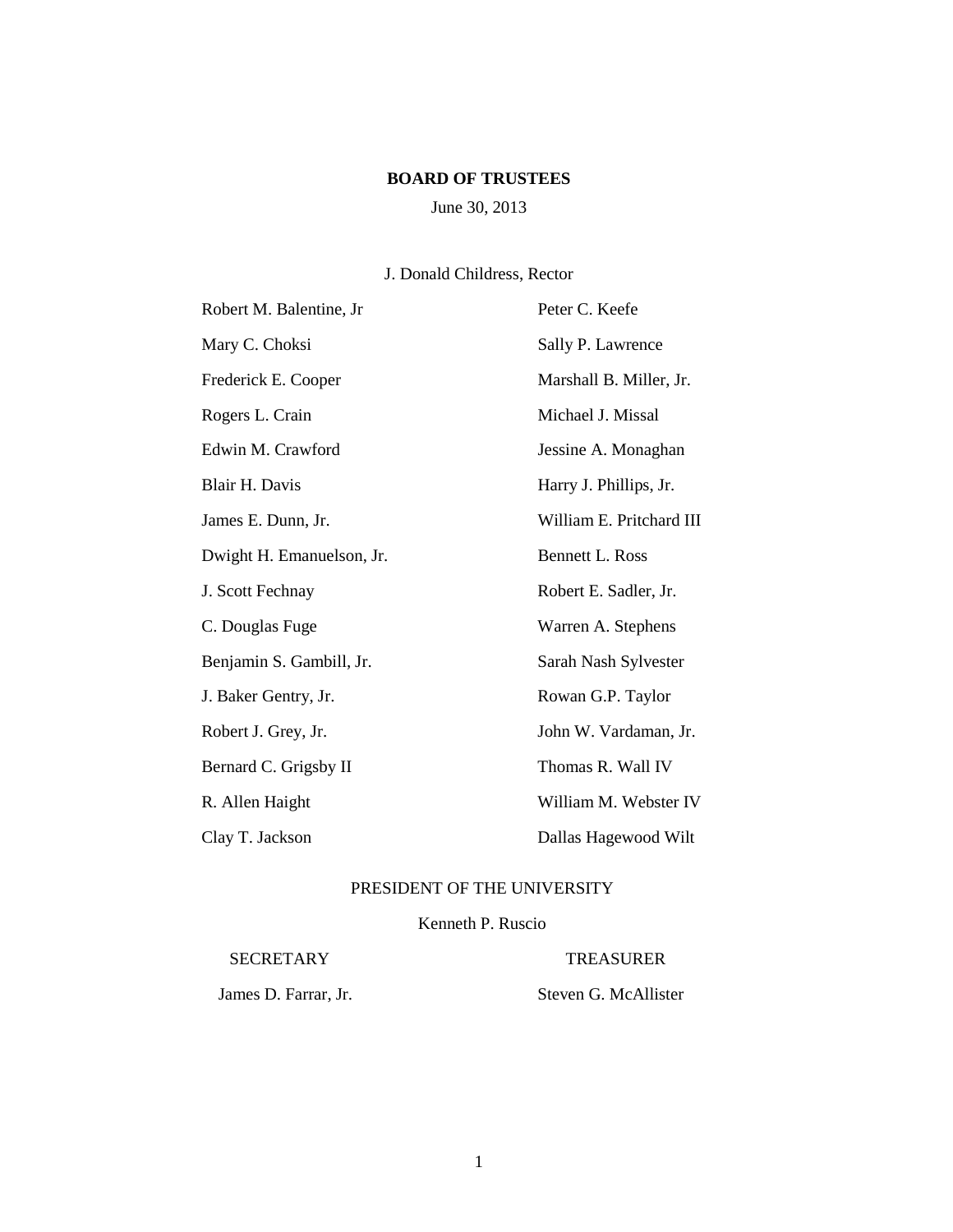## BOARD OF TRUSTEES

June 30, 2013

J. Donald Childress, Rector

Robert M. Balentine, Jr

Mary C. Choksi

Frederick E. Cooper

Rogers L. Crain

Edwin M. Crawford

Blair H. Davis

James E. Dunn, Jr.

Dwight H. Emanuelson, Jr.

J. Scott Fechnay

C. Douglas Fuge

Benjamin S. Gambill, Jr.

J. Baker Gentry, Jr.

Robert J. Grey, Jr.

Bernard C. Grigsby II

R. Allen Haight

Clay T. Jackson

Peter C. Keefe

Sally P. Lawrence

Marshall B. Miller, Jr.

Michael J. Missal

Jessine A. Monaghan

Harry J. Phillips, Jr.

William E. Pritchard III

Bennett L. Ross

Robert E. Sadler, Jr.

Warren A. Stephens

Sarah Nash Sylvester

Rowan G.P. Taylor

John W. Vardaman, Jr.

Thomas R. Wall IV

William M. Webster IV

Dallas Hagewood Wilt

PRESIDENT OF THE UNIVERSITY

Kenneth P. Ruscio

SECRETARY

James D. Farrar, Jr.

TREASURER

Steven G. McAllister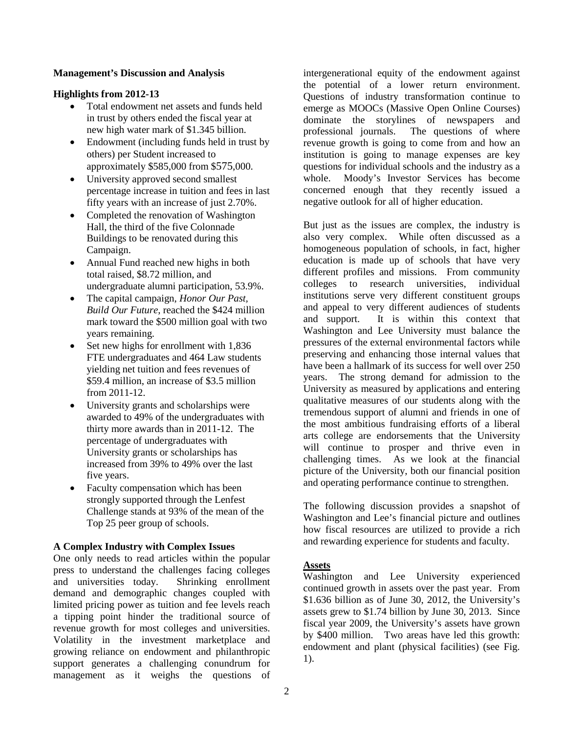**Management's Discussion and Analysis**

**Highlights from 2012-13**

- Total endowment net assets and funds held in trust by others ended the fiscal year at new high water mark of $1.345 billion.
- Endowment (including funds held in trust by others) per Student increased to approximately $585,000 from $575,000.
- University approved second smallest percentage increase in tuition and fees in last fifty years with an increase of just 2.70%.
- Completed the renovation of Washington Hall, the third of the five Colonnade Buildings to be renovated during this Campaign.
- Annual Fund reached new highs in both total raised, $8.72 million, and undergraduate alumni participation, 53.9%.
- The capital campaign, *Honor Our Past, Build Our Future*, reached the $424 million mark toward the $500 million goal with two years remaining.
- Set new highs for enrollment with 1,836 FTE undergraduates and 464 Law students yielding net tuition and fees revenues of $59.4 million, an increase of $3.5 million from 2011-12.
- University grants and scholarships were awarded to 49% of the undergraduates with thirty more awards than in 2011-12. The percentage of undergraduates with University grants or scholarships has increased from 39% to 49% over the last five years.
- Faculty compensation which has been strongly supported through the Lenfest Challenge stands at 93% of the mean of the Top 25 peer group of schools.

**A Complex Industry with Complex Issues**

One only needs to read articles within the popular press to understand the challenges facing colleges and universities today. Shrinking enrollment demand and demographic changes coupled with limited pricing power as tuition and fee levels reach a tipping point hinder the traditional source of revenue growth for most colleges and universities. Volatility in the investment marketplace and growing reliance on endowment and philanthropic support generates a challenging conundrum for management as it weighs the questions of intergenerational equity of the endowment against the potential of a lower return environment. Questions of industry transformation continue to emerge as MOOCs (Massive Open Online Courses) dominate the storylines of newspapers and professional journals. The questions of where revenue growth is going to come from and how an institution is going to manage expenses are key questions for individual schools and the industry as a whole. Moody's Investor Services has become concerned enough that they recently issued a negative outlook for all of higher education.

But just as the issues are complex, the industry is also very complex. While often discussed as a homogeneous population of schools, in fact, higher education is made up of schools that have very different profiles and missions. From community colleges to research universities, individual institutions serve very different constituent groups and appeal to very different audiences of students and support. It is within this context that Washington and Lee University must balance the pressures of the external environmental factors while preserving and enhancing those internal values that have been a hallmark of its success for well over 250 years. The strong demand for admission to the University as measured by applications and entering qualitative measures of our students along with the tremendous support of alumni and friends in one of the most ambitious fundraising efforts of a liberal arts college are endorsements that the University will continue to prosper and thrive even in challenging times. As we look at the financial picture of the University, both our financial position and operating performance continue to strengthen.

The following discussion provides a snapshot of Washington and Lee's financial picture and outlines how fiscal resources are utilized to provide a rich and rewarding experience for students and faculty.

**Assets**

Washington and Lee University experienced continued growth in assets over the past year. From $1.636 billion as of June 30, 2012, the University's assets grew to $1.74 billion by June 30, 2013. Since fiscal year 2009, the University's assets have grown by $400 million. Two areas have led this growth: endowment and plant (physical facilities) (see Fig. 1).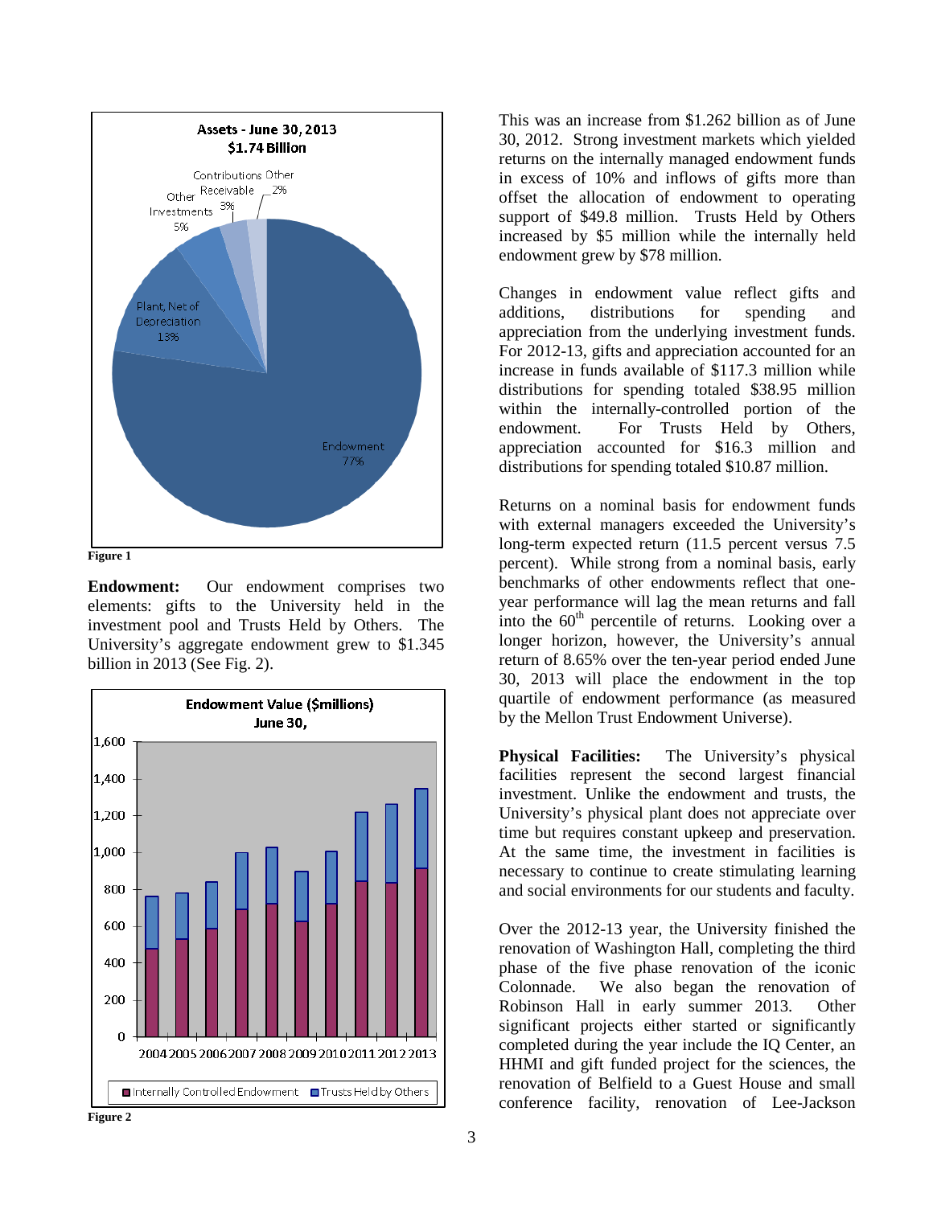**Figure 1**

**Endowment:** Our endowment comprises two elements: gifts to the University held in the investment pool and Trusts Held by Others. The University's aggregate endowment grew to $1.345 billion in 2013 (See Fig. 2).

**Figure 2**

This was an increase from $1.262 billion as of June 30, 2012. Strong investment markets which yielded returns on the internally managed endowment funds in excess of 10% and inflows of gifts more than offset the allocation of endowment to operating support of $49.8 million. Trusts Held by Others increased by $5 million while the internally held endowment grew by $78 million.

Changes in endowment value reflect gifts and additions, distributions for spending and appreciation from the underlying investment funds. For 2012-13, gifts and appreciation accounted for an increase in funds available of $117.3 million while distributions for spending totaled $38.95 million within the internally-controlled portion of the endowment. For Trusts Held by Others, appreciation accounted for $16.3 million and distributions for spending totaled $10.87 million.

Returns on a nominal basis for endowment funds with external managers exceeded the University's long-term expected return (11.5 percent versus 7.5 percent). While strong from a nominal basis, early benchmarks of other endowments reflect that one-year performance will lag the mean returns and fall into the 60th percentile of returns. Looking over a longer horizon, however, the University's annual return of 8.65% over the ten-year period ended June 30, 2013 will place the endowment in the top quartile of endowment performance (as measured by the Mellon Trust Endowment Universe).

**Physical Facilities:** The University's physical facilities represent the second largest financial investment. Unlike the endowment and trusts, the University's physical plant does not appreciate over time but requires constant upkeep and preservation. At the same time, the investment in facilities is necessary to continue to create stimulating learning and social environments for our students and faculty.

Over the 2012-13 year, the University finished the renovation of Washington Hall, completing the third phase of the five phase renovation of the iconic Colonnade. We also began the renovation of Robinson Hall in early summer 2013. Other significant projects either started or significantly completed during the year include the IQ Center, an HHMI and gift funded project for the sciences, the renovation of Belfield to a Guest House and small conference facility, renovation of Lee-Jackson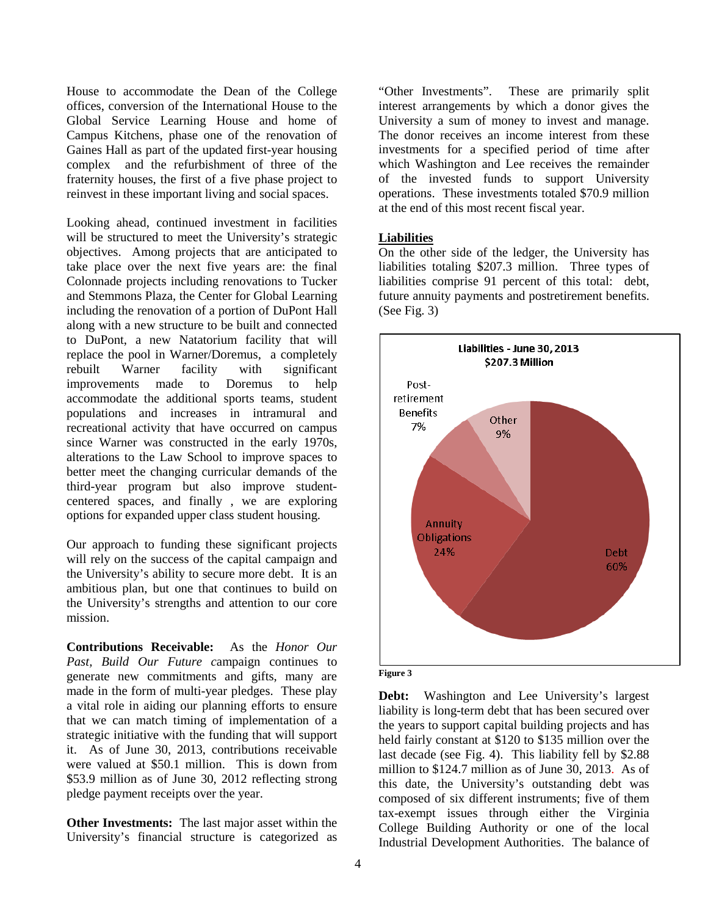House to accommodate the Dean of the College offices, conversion of the International House to the Global Service Learning House and home of Campus Kitchens, phase one of the renovation of Gaines Hall as part of the updated first-year housing complex and the refurbishment of three of the fraternity houses, the first of a five phase project to reinvest in these important living and social spaces.

Looking ahead, continued investment in facilities will be structured to meet the University's strategic objectives. Among projects that are anticipated to take place over the next five years are: the final Colonnade projects including renovations to Tucker and Stemmons Plaza, the Center for Global Learning including the renovation of a portion of DuPont Hall along with a new structure to be built and connected to DuPont, a new Natatorium facility that will replace the pool in Warner/Doremus, a completely rebuilt Warner facility with significant improvements made to Doremus to help accommodate the additional sports teams, student populations and increases in intramural and recreational activity that have occurred on campus since Warner was constructed in the early 1970s, alterations to the Law School to improve spaces to better meet the changing curricular demands of the third-year program but also improve student-centered spaces, and finally , we are exploring options for expanded upper class student housing.

Our approach to funding these significant projects will rely on the success of the capital campaign and the University's ability to secure more debt. It is an ambitious plan, but one that continues to build on the University's strengths and attention to our core mission.

**Contributions Receivable:** As the *Honor Our Past, Build Our Future* campaign continues to generate new commitments and gifts, many are made in the form of multi-year pledges. These play a vital role in aiding our planning efforts to ensure that we can match timing of implementation of a strategic initiative with the funding that will support it. As of June 30, 2013, contributions receivable were valued at $50.1 million. This is down from $53.9 million as of June 30, 2012 reflecting strong pledge payment receipts over the year.

**Other Investments:** The last major asset within the University's financial structure is categorized as "Other Investments". These are primarily split interest arrangements by which a donor gives the University a sum of money to invest and manage. The donor receives an income interest from these investments for a specified period of time after which Washington and Lee receives the remainder of the invested funds to support University operations. These investments totaled $70.9 million at the end of this most recent fiscal year.

**Liabilities**

On the other side of the ledger, the University has liabilities totaling $207.3 million. Three types of liabilities comprise 91 percent of this total: debt, future annuity payments and postretirement benefits. (See Fig. 3)

**Liabilities - June 30, 2013**
**$207.3 Million**

| Category | Percent |
|---|---|
| Debt | 60% |
| Annuity Obligations | 24% |
| Post-retirement Benefits | 7% |
| Other | 9% |

**Figure 3**

**Debt:** Washington and Lee University's largest liability is long-term debt that has been secured over the years to support capital building projects and has held fairly constant at $120 to $135 million over the last decade (see Fig. 4). This liability fell by $2.88 million to $124.7 million as of June 30, 2013. As of this date, the University's outstanding debt was composed of six different instruments; five of them tax-exempt issues through either the Virginia College Building Authority or one of the local Industrial Development Authorities. The balance of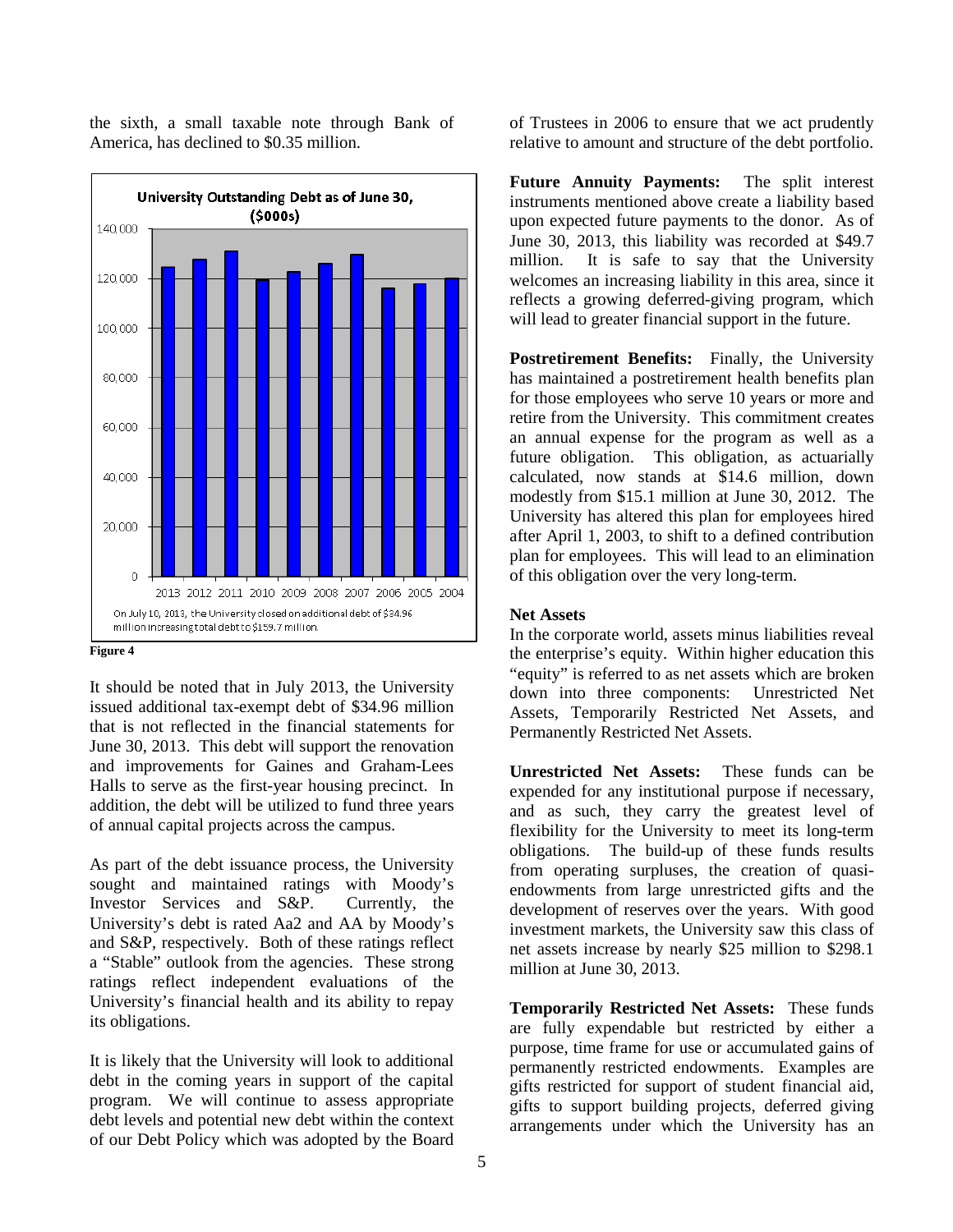the sixth, a small taxable note through Bank of America, has declined to $0.35 million.

**University Outstanding Debt as of June 30, ($000s)**

On July 10, 2013, the University closed on additional debt of $34.96 million increasing total debt to $159.7 million.

**Figure 4**

It should be noted that in July 2013, the University issued additional tax-exempt debt of $34.96 million that is not reflected in the financial statements for June 30, 2013. This debt will support the renovation and improvements for Gaines and Graham-Lees Halls to serve as the first-year housing precinct. In addition, the debt will be utilized to fund three years of annual capital projects across the campus.

As part of the debt issuance process, the University sought and maintained ratings with Moody's Investor Services and S&P. Currently, the University's debt is rated Aa2 and AA by Moody's and S&P, respectively. Both of these ratings reflect a "Stable" outlook from the agencies. These strong ratings reflect independent evaluations of the University's financial health and its ability to repay its obligations.

It is likely that the University will look to additional debt in the coming years in support of the capital program. We will continue to assess appropriate debt levels and potential new debt within the context of our Debt Policy which was adopted by the Board of Trustees in 2006 to ensure that we act prudently relative to amount and structure of the debt portfolio.

**Future Annuity Payments:** The split interest instruments mentioned above create a liability based upon expected future payments to the donor. As of June 30, 2013, this liability was recorded at $49.7 million. It is safe to say that the University welcomes an increasing liability in this area, since it reflects a growing deferred-giving program, which will lead to greater financial support in the future.

**Postretirement Benefits:** Finally, the University has maintained a postretirement health benefits plan for those employees who serve 10 years or more and retire from the University. This commitment creates an annual expense for the program as well as a future obligation. This obligation, as actuarially calculated, now stands at $14.6 million, down modestly from $15.1 million at June 30, 2012. The University has altered this plan for employees hired after April 1, 2003, to shift to a defined contribution plan for employees. This will lead to an elimination of this obligation over the very long-term.

### Net Assets

In the corporate world, assets minus liabilities reveal the enterprise's equity. Within higher education this "equity" is referred to as net assets which are broken down into three components: Unrestricted Net Assets, Temporarily Restricted Net Assets, and Permanently Restricted Net Assets.

**Unrestricted Net Assets:** These funds can be expended for any institutional purpose if necessary, and as such, they carry the greatest level of flexibility for the University to meet its long-term obligations. The build-up of these funds results from operating surpluses, the creation of quasi-endowments from large unrestricted gifts and the development of reserves over the years. With good investment markets, the University saw this class of net assets increase by nearly $25 million to $298.1 million at June 30, 2013.

**Temporarily Restricted Net Assets:** These funds are fully expendable but restricted by either a purpose, time frame for use or accumulated gains of permanently restricted endowments. Examples are gifts restricted for support of student financial aid, gifts to support building projects, deferred giving arrangements under which the University has an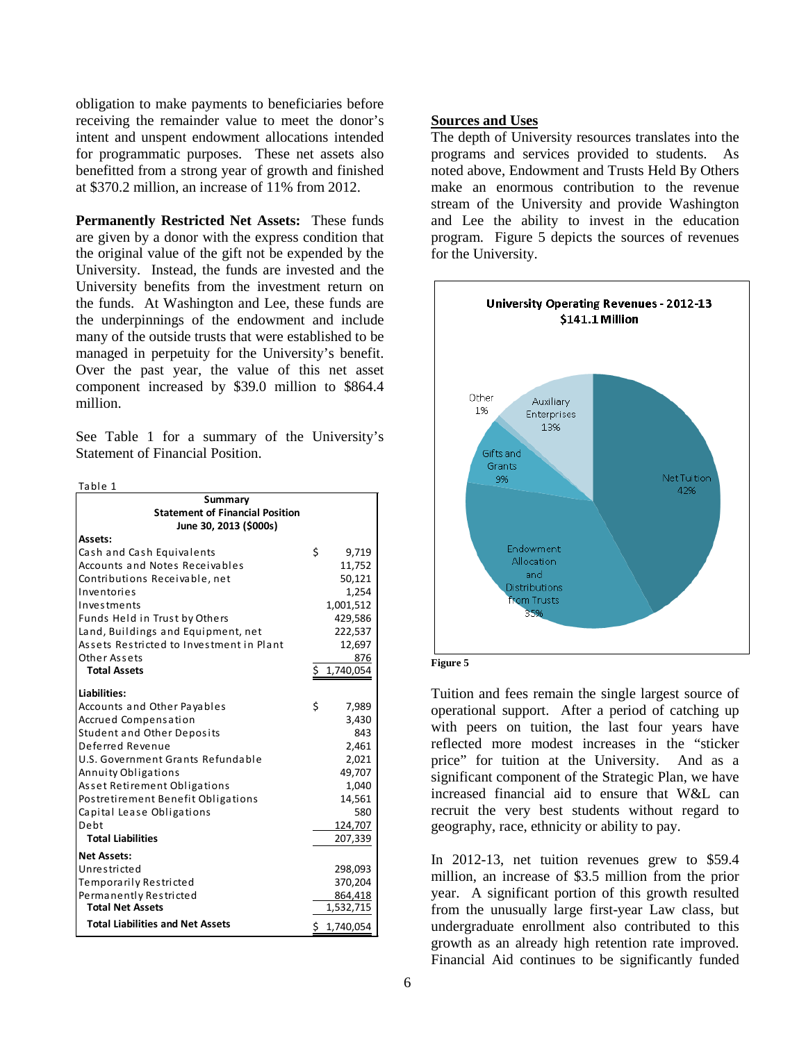obligation to make payments to beneficiaries before receiving the remainder value to meet the donor's intent and unspent endowment allocations intended for programmatic purposes. These net assets also benefitted from a strong year of growth and finished at $370.2 million, an increase of 11% from 2012.

**Permanently Restricted Net Assets:** These funds are given by a donor with the express condition that the original value of the gift not be expended by the University. Instead, the funds are invested and the University benefits from the investment return on the funds. At Washington and Lee, these funds are the underpinnings of the endowment and include many of the outside trusts that were established to be managed in perpetuity for the University's benefit. Over the past year, the value of this net asset component increased by $39.0 million to $864.4 million.

See Table 1 for a summary of the University's Statement of Financial Position.

Table 1

| Summary Statement of Financial Position June 30, 2013 ($000s) | |
|---|---|
| **Assets:** | |
| Cash and Cash Equivalents | $ 9,719 |
| Accounts and Notes Receivables | 11,752 |
| Contributions Receivable, net | 50,121 |
| Inventories | 1,254 |
| Investments | 1,001,512 |
| Funds Held in Trust by Others | 429,586 |
| Land, Buildings and Equipment, net | 222,537 |
| Assets Restricted to Investment in Plant | 12,697 |
| Other Assets | 876 |
| **Total Assets** | $ 1,740,054 |
| **Liabilities:** | |
| Accounts and Other Payables | $ 7,989 |
| Accrued Compensation | 3,430 |
| Student and Other Deposits | 843 |
| Deferred Revenue | 2,461 |
| U.S. Government Grants Refundable | 2,021 |
| Annuity Obligations | 49,707 |
| Asset Retirement Obligations | 1,040 |
| Postretirement Benefit Obligations | 14,561 |
| Capital Lease Obligations | 580 |
| Debt | 124,707 |
| **Total Liabilities** | 207,339 |
| **Net Assets:** | |
| Unrestricted | 298,093 |
| Temporarily Restricted | 370,204 |
| Permanently Restricted | 864,418 |
| **Total Net Assets** | 1,532,715 |
| **Total Liabilities and Net Assets** | $ 1,740,054 |

## Sources and Uses

The depth of University resources translates into the programs and services provided to students. As noted above, Endowment and Trusts Held By Others make an enormous contribution to the revenue stream of the University and provide Washington and Lee the ability to invest in the education program. Figure 5 depicts the sources of revenues for the University.

**University Operating Revenues - 2012-13 $141.1 Million**

| Source | Share |
|---|---|
| Net Tuition | 42% |
| Endowment Allocation and Distributions from Trusts | 35% |
| Gifts and Grants | 9% |
| Auxiliary Enterprises | 13% |
| Other | 1% |

**Figure 5**

Tuition and fees remain the single largest source of operational support. After a period of catching up with peers on tuition, the last four years have reflected more modest increases in the "sticker price" for tuition at the University. And as a significant component of the Strategic Plan, we have increased financial aid to ensure that W&L can recruit the very best students without regard to geography, race, ethnicity or ability to pay.

In 2012-13, net tuition revenues grew to $59.4 million, an increase of $3.5 million from the prior year. A significant portion of this growth resulted from the unusually large first-year Law class, but undergraduate enrollment also contributed to this growth as an already high retention rate improved. Financial Aid continues to be significantly funded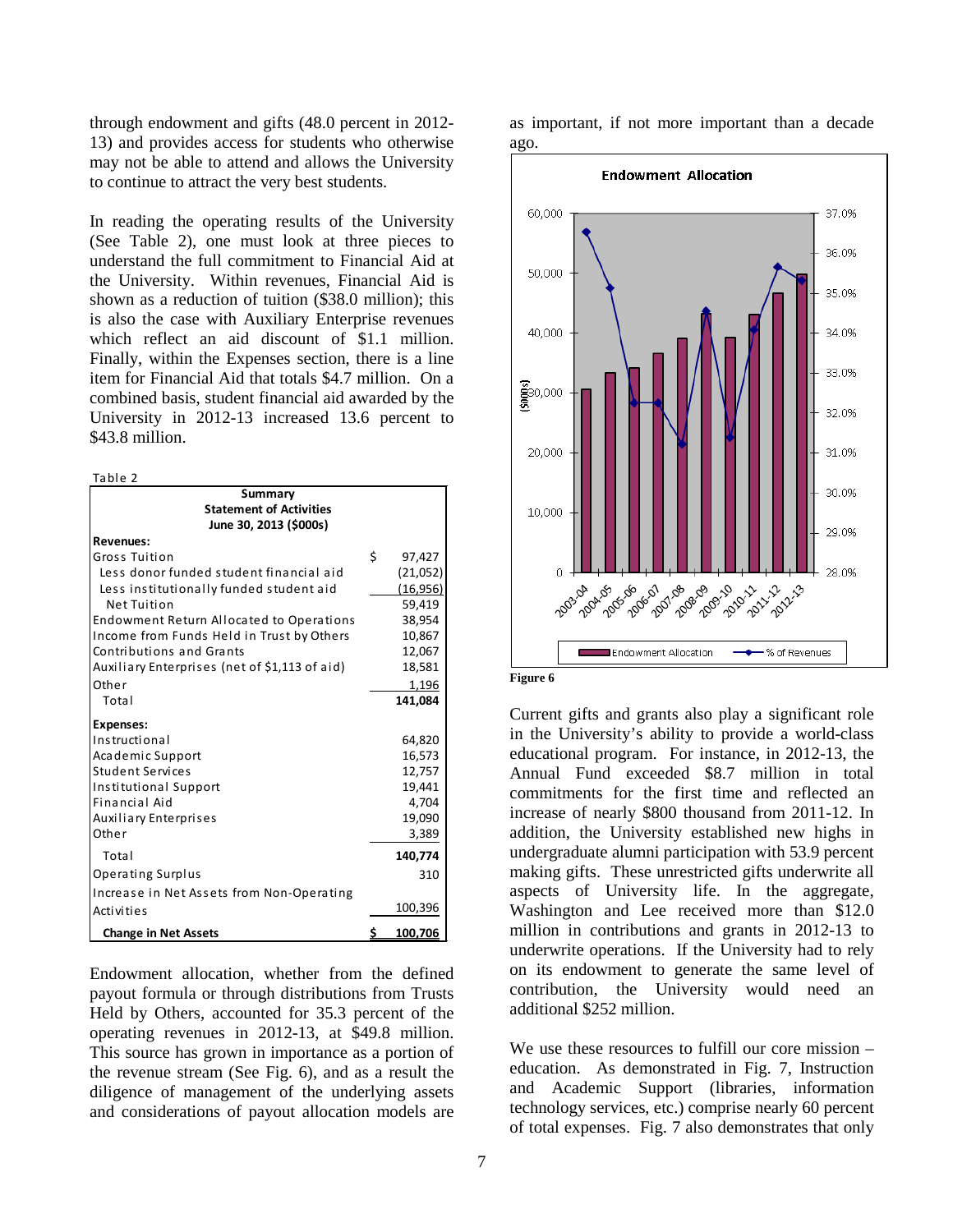through endowment and gifts (48.0 percent in 2012-13) and provides access for students who otherwise may not be able to attend and allows the University to continue to attract the very best students.

In reading the operating results of the University (See Table 2), one must look at three pieces to understand the full commitment to Financial Aid at the University. Within revenues, Financial Aid is shown as a reduction of tuition ($38.0 million); this is also the case with Auxiliary Enterprise revenues which reflect an aid discount of $1.1 million. Finally, within the Expenses section, there is a line item for Financial Aid that totals $4.7 million. On a combined basis, student financial aid awarded by the University in 2012-13 increased 13.6 percent to $43.8 million.

Table 2

| Summary<br>Statement of Activities<br>June 30, 2013 ($000s) | |
|---|---|
| **Revenues:** | |
| Gross Tuition | $ 97,427 |
| Less donor funded student financial aid | (21,052) |
| Less institutionally funded student aid | (16,956) |
| Net Tuition | 59,419 |
| Endowment Return Allocated to Operations | 38,954 |
| Income from Funds Held in Trust by Others | 10,867 |
| Contributions and Grants | 12,067 |
| Auxiliary Enterprises (net of $1,113 of aid) | 18,581 |
| Other | 1,196 |
| Total | **141,084** |
| **Expenses:** | |
| Instructional | 64,820 |
| Academic Support | 16,573 |
| Student Services | 12,757 |
| Institutional Support | 19,441 |
| Financial Aid | 4,704 |
| Auxiliary Enterprises | 19,090 |
| Other | 3,389 |
| Total | **140,774** |
| Operating Surplus | 310 |
| Increase in Net Assets from Non-Operating Activities | 100,396 |
| **Change in Net Assets** | **$ 100,706** |

Endowment allocation, whether from the defined payout formula or through distributions from Trusts Held by Others, accounted for 35.3 percent of the operating revenues in 2012-13, at $49.8 million. This source has grown in importance as a portion of the revenue stream (See Fig. 6), and as a result the diligence of management of the underlying assets and considerations of payout allocation models are as important, if not more important than a decade ago.

Figure 6

Current gifts and grants also play a significant role in the University's ability to provide a world-class educational program. For instance, in 2012-13, the Annual Fund exceeded $8.7 million in total commitments for the first time and reflected an increase of nearly $800 thousand from 2011-12. In addition, the University established new highs in undergraduate alumni participation with 53.9 percent making gifts. These unrestricted gifts underwrite all aspects of University life. In the aggregate, Washington and Lee received more than $12.0 million in contributions and grants in 2012-13 to underwrite operations. If the University had to rely on its endowment to generate the same level of contribution, the University would need an additional $252 million.

We use these resources to fulfill our core mission – education. As demonstrated in Fig. 7, Instruction and Academic Support (libraries, information technology services, etc.) comprise nearly 60 percent of total expenses. Fig. 7 also demonstrates that only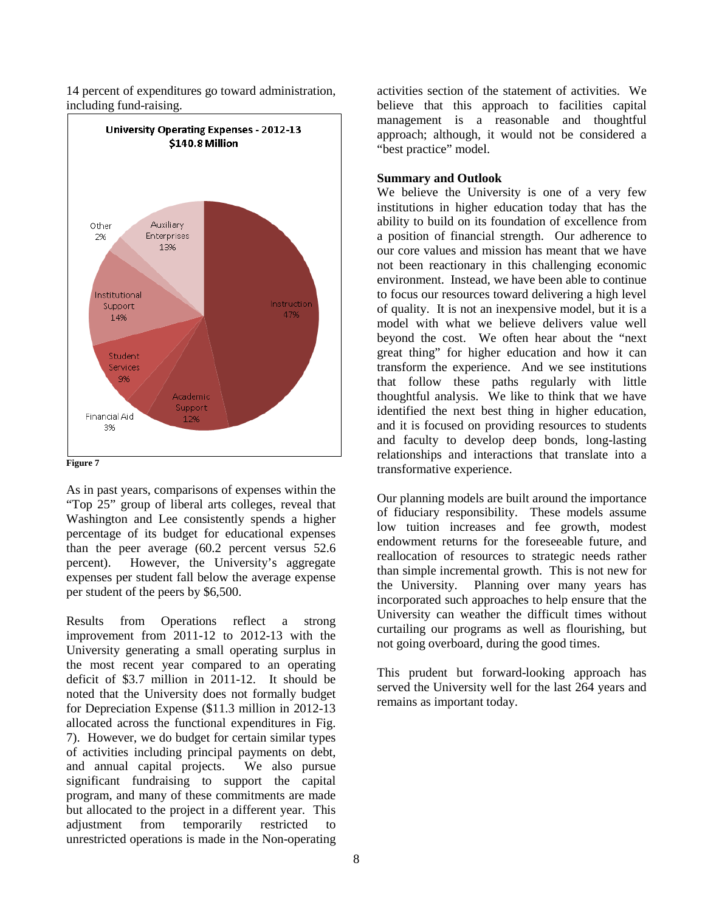14 percent of expenditures go toward administration, including fund-raising.

**University Operating Expenses - 2012-13**
**$140.8 Million**

| Category | Percent |
|---|---|
| Instruction | 47% |
| Academic Support | 12% |
| Financial Aid | 3% |
| Student Services | 9% |
| Institutional Support | 14% |
| Other | 2% |
| Auxiliary Enterprises | 13% |

**Figure 7**

As in past years, comparisons of expenses within the "Top 25" group of liberal arts colleges, reveal that Washington and Lee consistently spends a higher percentage of its budget for educational expenses than the peer average (60.2 percent versus 52.6 percent). However, the University's aggregate expenses per student fall below the average expense per student of the peers by $6,500.

Results from Operations reflect a strong improvement from 2011-12 to 2012-13 with the University generating a small operating surplus in the most recent year compared to an operating deficit of $3.7 million in 2011-12. It should be noted that the University does not formally budget for Depreciation Expense ($11.3 million in 2012-13 allocated across the functional expenditures in Fig. 7). However, we do budget for certain similar types of activities including principal payments on debt, and annual capital projects. We also pursue significant fundraising to support the capital program, and many of these commitments are made but allocated to the project in a different year. This adjustment from temporarily restricted to unrestricted operations is made in the Non-operating activities section of the statement of activities. We believe that this approach to facilities capital management is a reasonable and thoughtful approach; although, it would not be considered a "best practice" model.

**Summary and Outlook**

We believe the University is one of a very few institutions in higher education today that has the ability to build on its foundation of excellence from a position of financial strength. Our adherence to our core values and mission has meant that we have not been reactionary in this challenging economic environment. Instead, we have been able to continue to focus our resources toward delivering a high level of quality. It is not an inexpensive model, but it is a model with what we believe delivers value well beyond the cost. We often hear about the "next great thing" for higher education and how it can transform the experience. And we see institutions that follow these paths regularly with little thoughtful analysis. We like to think that we have identified the next best thing in higher education, and it is focused on providing resources to students and faculty to develop deep bonds, long-lasting relationships and interactions that translate into a transformative experience.

Our planning models are built around the importance of fiduciary responsibility. These models assume low tuition increases and fee growth, modest endowment returns for the foreseeable future, and reallocation of resources to strategic needs rather than simple incremental growth. This is not new for the University. Planning over many years has incorporated such approaches to help ensure that the University can weather the difficult times without curtailing our programs as well as flourishing, but not going overboard, during the good times.

This prudent but forward-looking approach has served the University well for the last 264 years and remains as important today.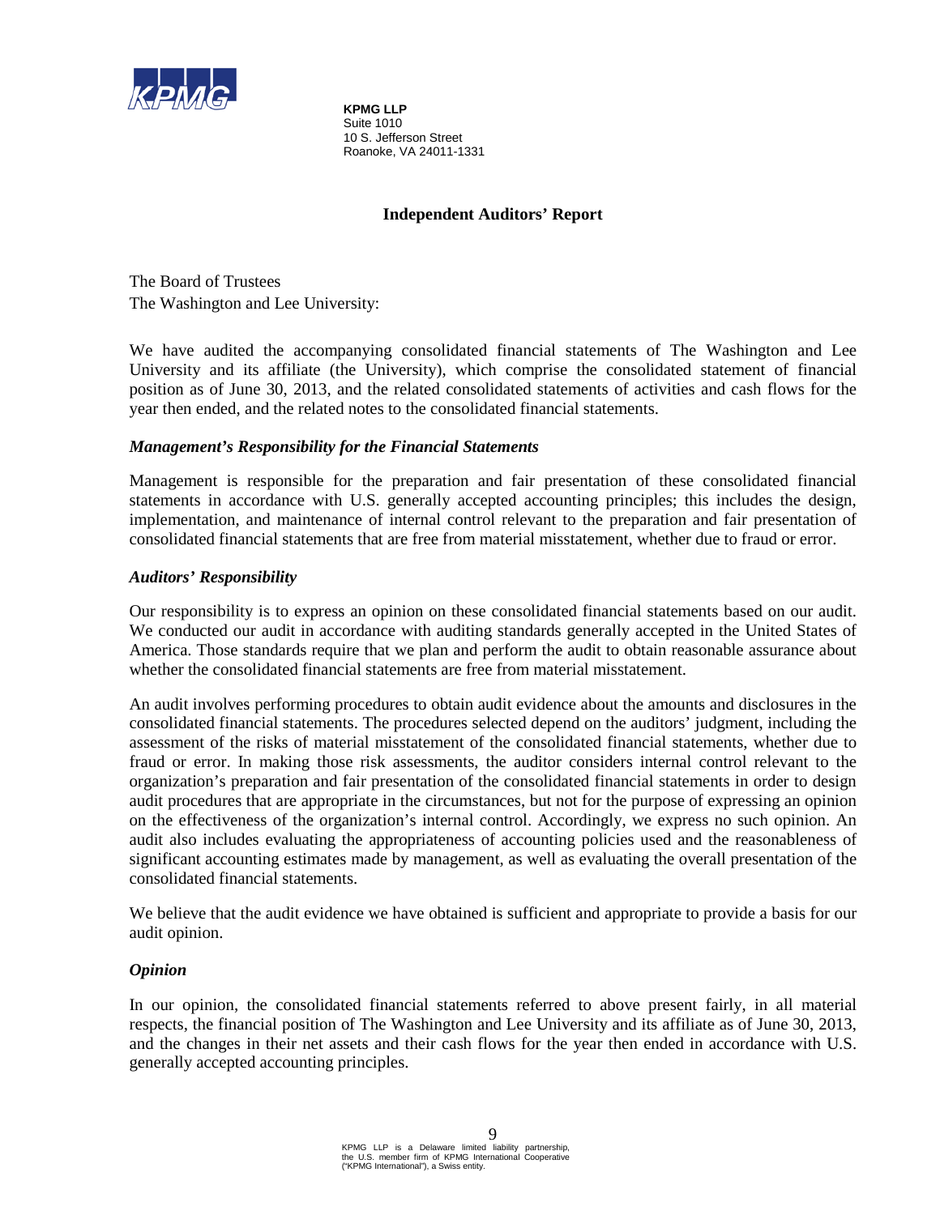**KPMG LLP**
Suite 1010
10 S. Jefferson Street
Roanoke, VA 24011-1331

## Independent Auditors' Report

The Board of Trustees
The Washington and Lee University:

We have audited the accompanying consolidated financial statements of The Washington and Lee University and its affiliate (the University), which comprise the consolidated statement of financial position as of June 30, 2013, and the related consolidated statements of activities and cash flows for the year then ended, and the related notes to the consolidated financial statements.

### *Management's Responsibility for the Financial Statements*

Management is responsible for the preparation and fair presentation of these consolidated financial statements in accordance with U.S. generally accepted accounting principles; this includes the design, implementation, and maintenance of internal control relevant to the preparation and fair presentation of consolidated financial statements that are free from material misstatement, whether due to fraud or error.

### *Auditors' Responsibility*

Our responsibility is to express an opinion on these consolidated financial statements based on our audit. We conducted our audit in accordance with auditing standards generally accepted in the United States of America. Those standards require that we plan and perform the audit to obtain reasonable assurance about whether the consolidated financial statements are free from material misstatement.

An audit involves performing procedures to obtain audit evidence about the amounts and disclosures in the consolidated financial statements. The procedures selected depend on the auditors' judgment, including the assessment of the risks of material misstatement of the consolidated financial statements, whether due to fraud or error. In making those risk assessments, the auditor considers internal control relevant to the organization's preparation and fair presentation of the consolidated financial statements in order to design audit procedures that are appropriate in the circumstances, but not for the purpose of expressing an opinion on the effectiveness of the organization's internal control. Accordingly, we express no such opinion. An audit also includes evaluating the appropriateness of accounting policies used and the reasonableness of significant accounting estimates made by management, as well as evaluating the overall presentation of the consolidated financial statements.

We believe that the audit evidence we have obtained is sufficient and appropriate to provide a basis for our audit opinion.

### *Opinion*

In our opinion, the consolidated financial statements referred to above present fairly, in all material respects, the financial position of The Washington and Lee University and its affiliate as of June 30, 2013, and the changes in their net assets and their cash flows for the year then ended in accordance with U.S. generally accepted accounting principles.

KPMG LLP is a Delaware limited liability partnership, the U.S. member firm of KPMG International Cooperative ("KPMG International"), a Swiss entity.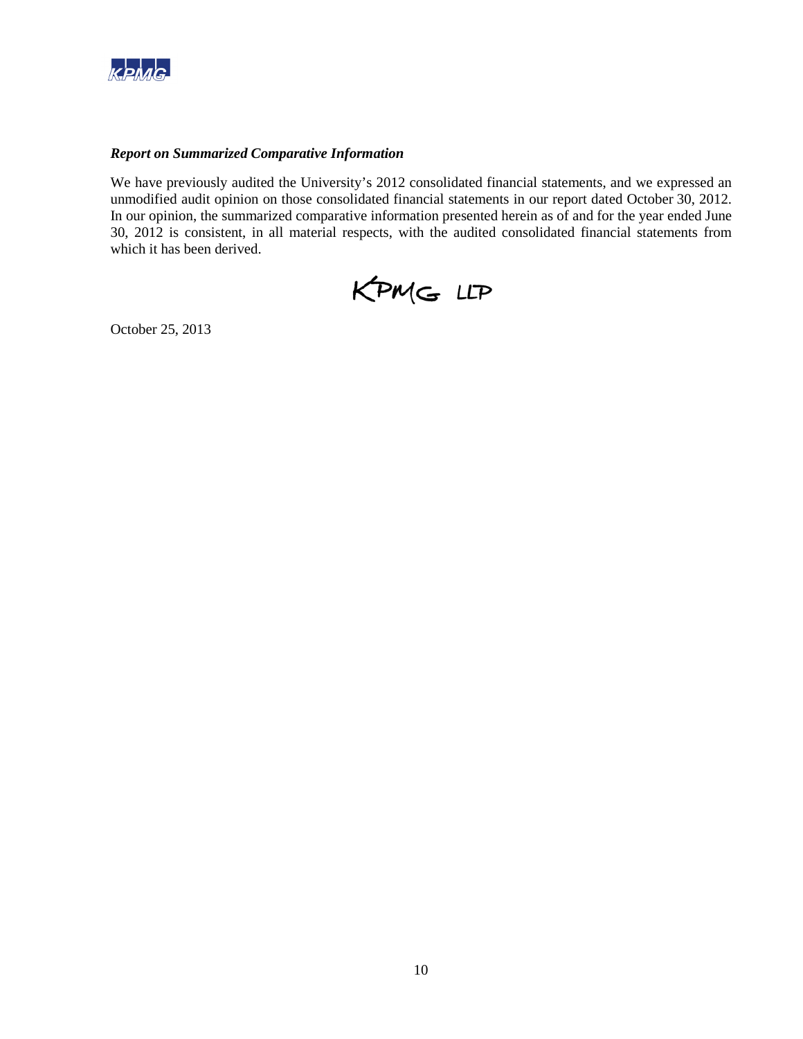***Report on Summarized Comparative Information***

We have previously audited the University's 2012 consolidated financial statements, and we expressed an unmodified audit opinion on those consolidated financial statements in our report dated October 30, 2012. In our opinion, the summarized comparative information presented herein as of and for the year ended June 30, 2012 is consistent, in all material respects, with the audited consolidated financial statements from which it has been derived.

KPMG LLP

October 25, 2013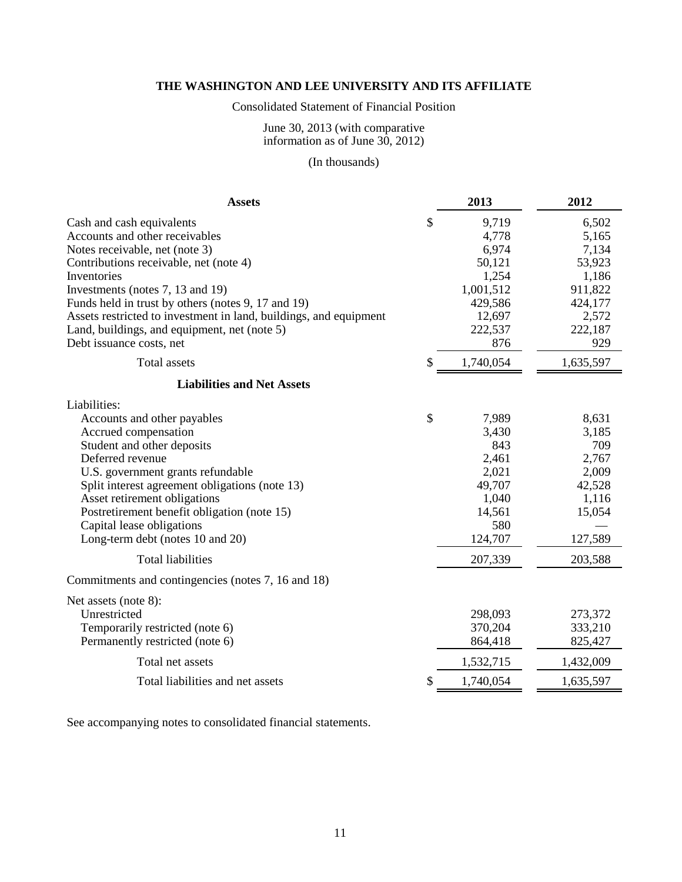# THE WASHINGTON AND LEE UNIVERSITY AND ITS AFFILIATE

Consolidated Statement of Financial Position

June 30, 2013 (with comparative information as of June 30, 2012)

(In thousands)

| **Assets** | **2013** | **2012** |
|---|---|---|
| Cash and cash equivalents | $ 9,719 | 6,502 |
| Accounts and other receivables | 4,778 | 5,165 |
| Notes receivable, net (note 3) | 6,974 | 7,134 |
| Contributions receivable, net (note 4) | 50,121 | 53,923 |
| Inventories | 1,254 | 1,186 |
| Investments (notes 7, 13 and 19) | 1,001,512 | 911,822 |
| Funds held in trust by others (notes 9, 17 and 19) | 429,586 | 424,177 |
| Assets restricted to investment in land, buildings, and equipment | 12,697 | 2,572 |
| Land, buildings, and equipment, net (note 5) | 222,537 | 222,187 |
| Debt issuance costs, net | 876 | 929 |
| Total assets | $ 1,740,054 | 1,635,597 |
| **Liabilities and Net Assets** | | |
| Liabilities: | | |
| Accounts and other payables | $ 7,989 | 8,631 |
| Accrued compensation | 3,430 | 3,185 |
| Student and other deposits | 843 | 709 |
| Deferred revenue | 2,461 | 2,767 |
| U.S. government grants refundable | 2,021 | 2,009 |
| Split interest agreement obligations (note 13) | 49,707 | 42,528 |
| Asset retirement obligations | 1,040 | 1,116 |
| Postretirement benefit obligation (note 15) | 14,561 | 15,054 |
| Capital lease obligations | 580 | — |
| Long-term debt (notes 10 and 20) | 124,707 | 127,589 |
| Total liabilities | 207,339 | 203,588 |
| Commitments and contingencies (notes 7, 16 and 18) | | |
| Net assets (note 8): | | |
| Unrestricted | 298,093 | 273,372 |
| Temporarily restricted (note 6) | 370,204 | 333,210 |
| Permanently restricted (note 6) | 864,418 | 825,427 |
| Total net assets | 1,532,715 | 1,432,009 |
| Total liabilities and net assets | $ 1,740,054 | 1,635,597 |

See accompanying notes to consolidated financial statements.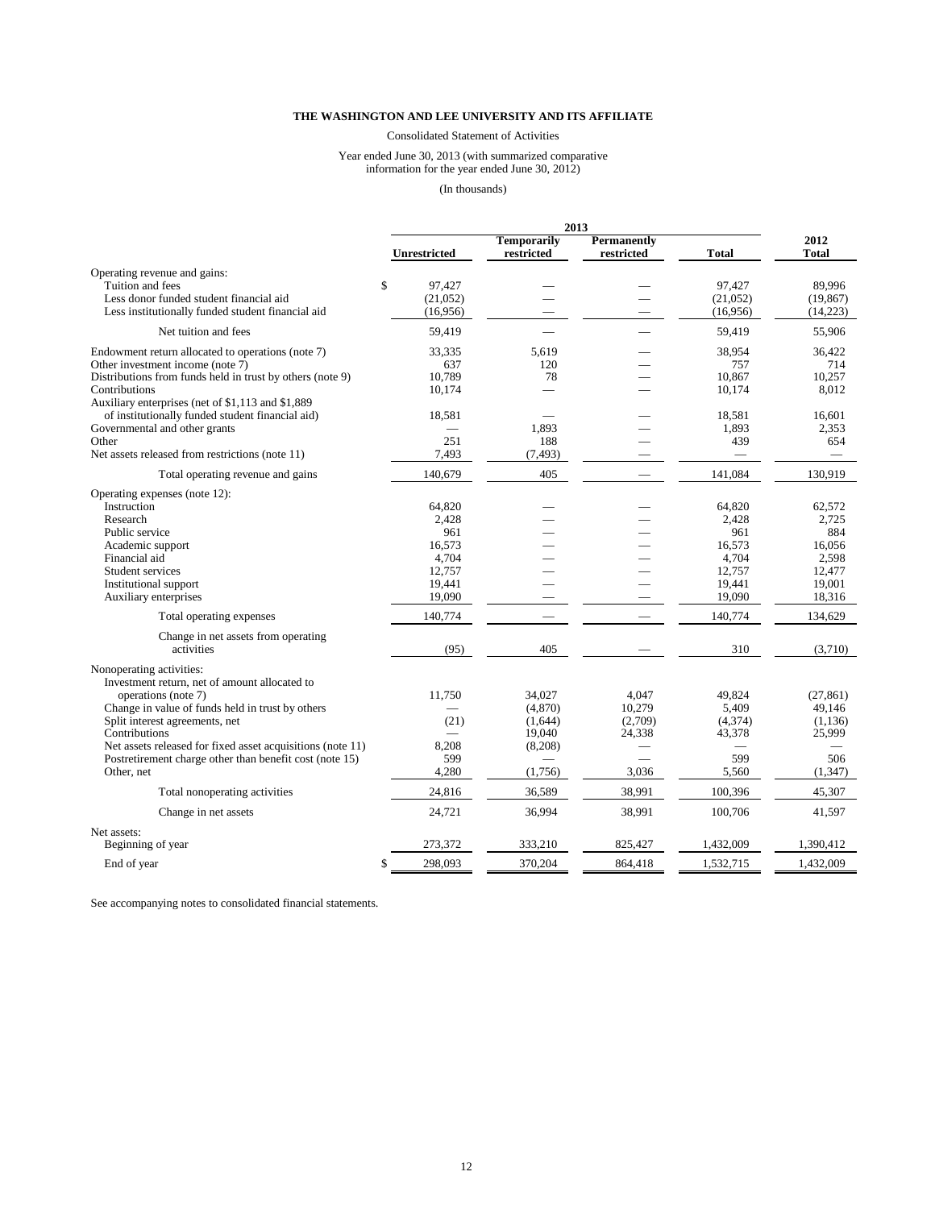**THE WASHINGTON AND LEE UNIVERSITY AND ITS AFFILIATE**

Consolidated Statement of Activities

Year ended June 30, 2013 (with summarized comparative information for the year ended June 30, 2012)

(In thousands)

| | 2013 | | | | 2012 |
|---|---|---|---|---|---|
| | Unrestricted | Temporarily restricted | Permanently restricted | Total | 2012 Total |
| Operating revenue and gains: | | | | | |
| Tuition and fees | $ 97,427 | — | — | 97,427 | 89,996 |
| Less donor funded student financial aid | (21,052) | — | — | (21,052) | (19,867) |
| Less institutionally funded student financial aid | (16,956) | — | — | (16,956) | (14,223) |
| Net tuition and fees | 59,419 | — | — | 59,419 | 55,906 |
| Endowment return allocated to operations (note 7) | 33,335 | 5,619 | — | 38,954 | 36,422 |
| Other investment income (note 7) | 637 | 120 | — | 757 | 714 |
| Distributions from funds held in trust by others (note 9) | 10,789 | 78 | — | 10,867 | 10,257 |
| Contributions | 10,174 | — | — | 10,174 | 8,012 |
| Auxiliary enterprises (net of $1,113 and $1,889 of institutionally funded student financial aid) | 18,581 | — | — | 18,581 | 16,601 |
| Governmental and other grants | — | 1,893 | — | 1,893 | 2,353 |
| Other | 251 | 188 | — | 439 | 654 |
| Net assets released from restrictions (note 11) | 7,493 | (7,493) | — | — | — |
| Total operating revenue and gains | 140,679 | 405 | — | 141,084 | 130,919 |
| Operating expenses (note 12): | | | | | |
| Instruction | 64,820 | — | — | 64,820 | 62,572 |
| Research | 2,428 | — | — | 2,428 | 2,725 |
| Public service | 961 | — | — | 961 | 884 |
| Academic support | 16,573 | — | — | 16,573 | 16,056 |
| Financial aid | 4,704 | — | — | 4,704 | 2,598 |
| Student services | 12,757 | — | — | 12,757 | 12,477 |
| Institutional support | 19,441 | — | — | 19,441 | 19,001 |
| Auxiliary enterprises | 19,090 | — | — | 19,090 | 18,316 |
| Total operating expenses | 140,774 | — | — | 140,774 | 134,629 |
| Change in net assets from operating activities | (95) | 405 | — | 310 | (3,710) |
| Nonoperating activities: | | | | | |
| Investment return, net of amount allocated to operations (note 7) | 11,750 | 34,027 | 4,047 | 49,824 | (27,861) |
| Change in value of funds held in trust by others | — | (4,870) | 10,279 | 5,409 | 49,146 |
| Split interest agreements, net | (21) | (1,644) | (2,709) | (4,374) | (1,136) |
| Contributions | — | 19,040 | 24,338 | 43,378 | 25,999 |
| Net assets released for fixed asset acquisitions (note 11) | 8,208 | (8,208) | — | — | — |
| Postretirement charge other than benefit cost (note 15) | 599 | — | — | 599 | 506 |
| Other, net | 4,280 | (1,756) | 3,036 | 5,560 | (1,347) |
| Total nonoperating activities | 24,816 | 36,589 | 38,991 | 100,396 | 45,307 |
| Change in net assets | 24,721 | 36,994 | 38,991 | 100,706 | 41,597 |
| Net assets: | | | | | |
| Beginning of year | 273,372 | 333,210 | 825,427 | 1,432,009 | 1,390,412 |
| End of year | $ 298,093 | 370,204 | 864,418 | 1,532,715 | 1,432,009 |

See accompanying notes to consolidated financial statements.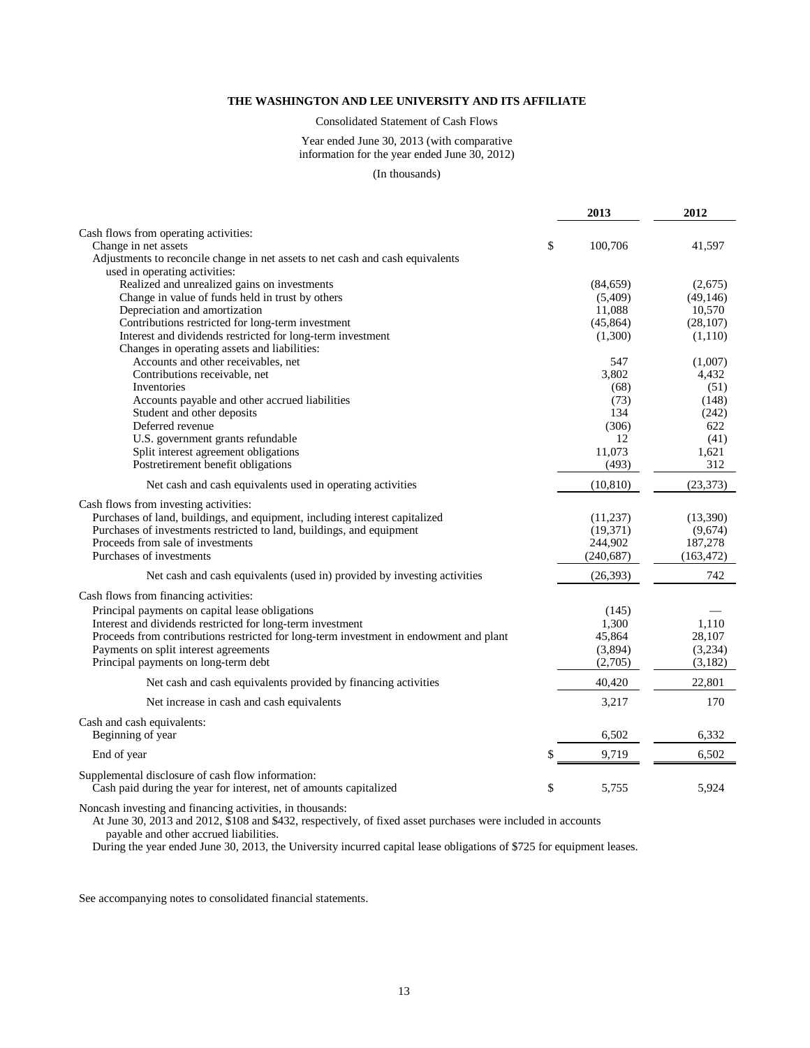# THE WASHINGTON AND LEE UNIVERSITY AND ITS AFFILIATE

Consolidated Statement of Cash Flows

Year ended June 30, 2013 (with comparative information for the year ended June 30, 2012)

(In thousands)

| | 2013 | 2012 |
|---|---|---|
| Cash flows from operating activities: | | |
| Change in net assets | $ 100,706 | 41,597 |
| Adjustments to reconcile change in net assets to net cash and cash equivalents used in operating activities: | | |
| Realized and unrealized gains on investments | (84,659) | (2,675) |
| Change in value of funds held in trust by others | (5,409) | (49,146) |
| Depreciation and amortization | 11,088 | 10,570 |
| Contributions restricted for long-term investment | (45,864) | (28,107) |
| Interest and dividends restricted for long-term investment | (1,300) | (1,110) |
| Changes in operating assets and liabilities: | | |
| Accounts and other receivables, net | 547 | (1,007) |
| Contributions receivable, net | 3,802 | 4,432 |
| Inventories | (68) | (51) |
| Accounts payable and other accrued liabilities | (73) | (148) |
| Student and other deposits | 134 | (242) |
| Deferred revenue | (306) | 622 |
| U.S. government grants refundable | 12 | (41) |
| Split interest agreement obligations | 11,073 | 1,621 |
| Postretirement benefit obligations | (493) | 312 |
| Net cash and cash equivalents used in operating activities | (10,810) | (23,373) |
| Cash flows from investing activities: | | |
| Purchases of land, buildings, and equipment, including interest capitalized | (11,237) | (13,390) |
| Purchases of investments restricted to land, buildings, and equipment | (19,371) | (9,674) |
| Proceeds from sale of investments | 244,902 | 187,278 |
| Purchases of investments | (240,687) | (163,472) |
| Net cash and cash equivalents (used in) provided by investing activities | (26,393) | 742 |
| Cash flows from financing activities: | | |
| Principal payments on capital lease obligations | (145) | — |
| Interest and dividends restricted for long-term investment | 1,300 | 1,110 |
| Proceeds from contributions restricted for long-term investment in endowment and plant | 45,864 | 28,107 |
| Payments on split interest agreements | (3,894) | (3,234) |
| Principal payments on long-term debt | (2,705) | (3,182) |
| Net cash and cash equivalents provided by financing activities | 40,420 | 22,801 |
| Net increase in cash and cash equivalents | 3,217 | 170 |
| Cash and cash equivalents: | | |
| Beginning of year | 6,502 | 6,332 |
| End of year | $ 9,719 | 6,502 |
| Supplemental disclosure of cash flow information: | | |
| Cash paid during the year for interest, net of amounts capitalized | $ 5,755 | 5,924 |

Noncash investing and financing activities, in thousands:

At June 30, 2013 and 2012, $108 and $432, respectively, of fixed asset purchases were included in accounts payable and other accrued liabilities.

During the year ended June 30, 2013, the University incurred capital lease obligations of $725 for equipment leases.

See accompanying notes to consolidated financial statements.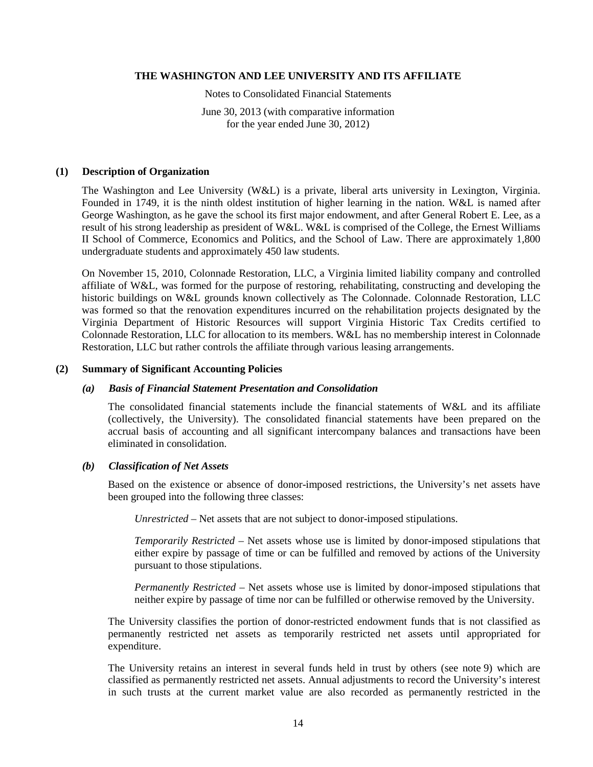# THE WASHINGTON AND LEE UNIVERSITY AND ITS AFFILIATE

Notes to Consolidated Financial Statements

June 30, 2013 (with comparative information for the year ended June 30, 2012)

## (1) Description of Organization

The Washington and Lee University (W&L) is a private, liberal arts university in Lexington, Virginia. Founded in 1749, it is the ninth oldest institution of higher learning in the nation. W&L is named after George Washington, as he gave the school its first major endowment, and after General Robert E. Lee, as a result of his strong leadership as president of W&L. W&L is comprised of the College, the Ernest Williams II School of Commerce, Economics and Politics, and the School of Law. There are approximately 1,800 undergraduate students and approximately 450 law students.

On November 15, 2010, Colonnade Restoration, LLC, a Virginia limited liability company and controlled affiliate of W&L, was formed for the purpose of restoring, rehabilitating, constructing and developing the historic buildings on W&L grounds known collectively as The Colonnade. Colonnade Restoration, LLC was formed so that the renovation expenditures incurred on the rehabilitation projects designated by the Virginia Department of Historic Resources will support Virginia Historic Tax Credits certified to Colonnade Restoration, LLC for allocation to its members. W&L has no membership interest in Colonnade Restoration, LLC but rather controls the affiliate through various leasing arrangements.

## (2) Summary of Significant Accounting Policies

### *(a) Basis of Financial Statement Presentation and Consolidation*

The consolidated financial statements include the financial statements of W&L and its affiliate (collectively, the University). The consolidated financial statements have been prepared on the accrual basis of accounting and all significant intercompany balances and transactions have been eliminated in consolidation.

### *(b) Classification of Net Assets*

Based on the existence or absence of donor-imposed restrictions, the University's net assets have been grouped into the following three classes:

*Unrestricted* – Net assets that are not subject to donor-imposed stipulations.

*Temporarily Restricted* – Net assets whose use is limited by donor-imposed stipulations that either expire by passage of time or can be fulfilled and removed by actions of the University pursuant to those stipulations.

*Permanently Restricted* – Net assets whose use is limited by donor-imposed stipulations that neither expire by passage of time nor can be fulfilled or otherwise removed by the University.

The University classifies the portion of donor-restricted endowment funds that is not classified as permanently restricted net assets as temporarily restricted net assets until appropriated for expenditure.

The University retains an interest in several funds held in trust by others (see note 9) which are classified as permanently restricted net assets. Annual adjustments to record the University's interest in such trusts at the current market value are also recorded as permanently restricted in the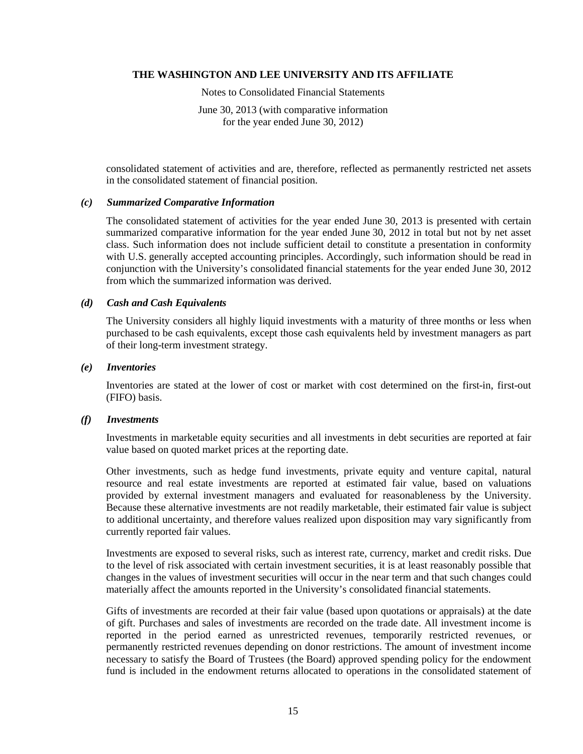consolidated statement of activities and are, therefore, reflected as permanently restricted net assets in the consolidated statement of financial position.

### *(c) Summarized Comparative Information*

The consolidated statement of activities for the year ended June 30, 2013 is presented with certain summarized comparative information for the year ended June 30, 2012 in total but not by net asset class. Such information does not include sufficient detail to constitute a presentation in conformity with U.S. generally accepted accounting principles. Accordingly, such information should be read in conjunction with the University's consolidated financial statements for the year ended June 30, 2012 from which the summarized information was derived.

### *(d) Cash and Cash Equivalents*

The University considers all highly liquid investments with a maturity of three months or less when purchased to be cash equivalents, except those cash equivalents held by investment managers as part of their long-term investment strategy.

### *(e) Inventories*

Inventories are stated at the lower of cost or market with cost determined on the first-in, first-out (FIFO) basis.

### *(f) Investments*

Investments in marketable equity securities and all investments in debt securities are reported at fair value based on quoted market prices at the reporting date.

Other investments, such as hedge fund investments, private equity and venture capital, natural resource and real estate investments are reported at estimated fair value, based on valuations provided by external investment managers and evaluated for reasonableness by the University. Because these alternative investments are not readily marketable, their estimated fair value is subject to additional uncertainty, and therefore values realized upon disposition may vary significantly from currently reported fair values.

Investments are exposed to several risks, such as interest rate, currency, market and credit risks. Due to the level of risk associated with certain investment securities, it is at least reasonably possible that changes in the values of investment securities will occur in the near term and that such changes could materially affect the amounts reported in the University's consolidated financial statements.

Gifts of investments are recorded at their fair value (based upon quotations or appraisals) at the date of gift. Purchases and sales of investments are recorded on the trade date. All investment income is reported in the period earned as unrestricted revenues, temporarily restricted revenues, or permanently restricted revenues depending on donor restrictions. The amount of investment income necessary to satisfy the Board of Trustees (the Board) approved spending policy for the endowment fund is included in the endowment returns allocated to operations in the consolidated statement of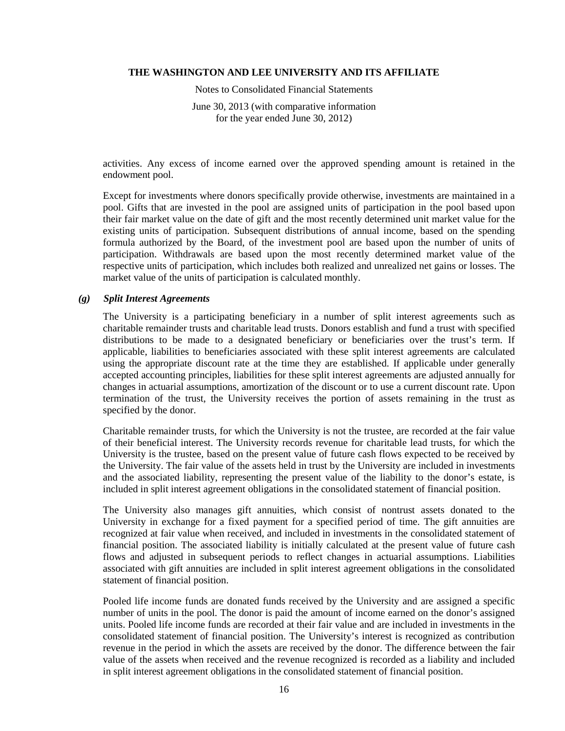activities. Any excess of income earned over the approved spending amount is retained in the endowment pool.

Except for investments where donors specifically provide otherwise, investments are maintained in a pool. Gifts that are invested in the pool are assigned units of participation in the pool based upon their fair market value on the date of gift and the most recently determined unit market value for the existing units of participation. Subsequent distributions of annual income, based on the spending formula authorized by the Board, of the investment pool are based upon the number of units of participation. Withdrawals are based upon the most recently determined market value of the respective units of participation, which includes both realized and unrealized net gains or losses. The market value of the units of participation is calculated monthly.

### *(g) Split Interest Agreements*

The University is a participating beneficiary in a number of split interest agreements such as charitable remainder trusts and charitable lead trusts. Donors establish and fund a trust with specified distributions to be made to a designated beneficiary or beneficiaries over the trust's term. If applicable, liabilities to beneficiaries associated with these split interest agreements are calculated using the appropriate discount rate at the time they are established. If applicable under generally accepted accounting principles, liabilities for these split interest agreements are adjusted annually for changes in actuarial assumptions, amortization of the discount or to use a current discount rate. Upon termination of the trust, the University receives the portion of assets remaining in the trust as specified by the donor.

Charitable remainder trusts, for which the University is not the trustee, are recorded at the fair value of their beneficial interest. The University records revenue for charitable lead trusts, for which the University is the trustee, based on the present value of future cash flows expected to be received by the University. The fair value of the assets held in trust by the University are included in investments and the associated liability, representing the present value of the liability to the donor's estate, is included in split interest agreement obligations in the consolidated statement of financial position.

The University also manages gift annuities, which consist of nontrust assets donated to the University in exchange for a fixed payment for a specified period of time. The gift annuities are recognized at fair value when received, and included in investments in the consolidated statement of financial position. The associated liability is initially calculated at the present value of future cash flows and adjusted in subsequent periods to reflect changes in actuarial assumptions. Liabilities associated with gift annuities are included in split interest agreement obligations in the consolidated statement of financial position.

Pooled life income funds are donated funds received by the University and are assigned a specific number of units in the pool. The donor is paid the amount of income earned on the donor's assigned units. Pooled life income funds are recorded at their fair value and are included in investments in the consolidated statement of financial position. The University's interest is recognized as contribution revenue in the period in which the assets are received by the donor. The difference between the fair value of the assets when received and the revenue recognized is recorded as a liability and included in split interest agreement obligations in the consolidated statement of financial position.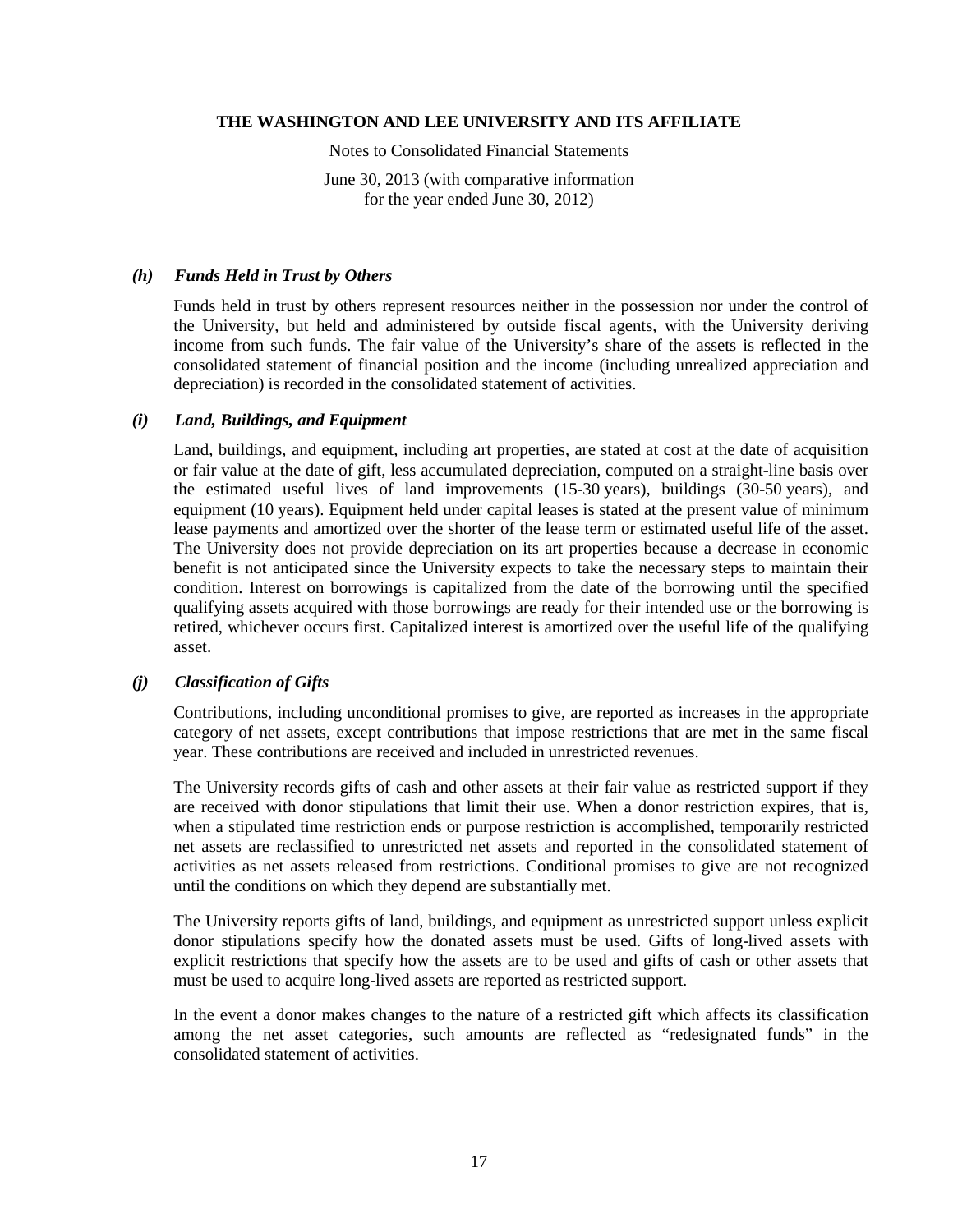### *(h) Funds Held in Trust by Others*

Funds held in trust by others represent resources neither in the possession nor under the control of the University, but held and administered by outside fiscal agents, with the University deriving income from such funds. The fair value of the University's share of the assets is reflected in the consolidated statement of financial position and the income (including unrealized appreciation and depreciation) is recorded in the consolidated statement of activities.

### *(i) Land, Buildings, and Equipment*

Land, buildings, and equipment, including art properties, are stated at cost at the date of acquisition or fair value at the date of gift, less accumulated depreciation, computed on a straight-line basis over the estimated useful lives of land improvements (15-30 years), buildings (30-50 years), and equipment (10 years). Equipment held under capital leases is stated at the present value of minimum lease payments and amortized over the shorter of the lease term or estimated useful life of the asset. The University does not provide depreciation on its art properties because a decrease in economic benefit is not anticipated since the University expects to take the necessary steps to maintain their condition. Interest on borrowings is capitalized from the date of the borrowing until the specified qualifying assets acquired with those borrowings are ready for their intended use or the borrowing is retired, whichever occurs first. Capitalized interest is amortized over the useful life of the qualifying asset.

### *(j) Classification of Gifts*

Contributions, including unconditional promises to give, are reported as increases in the appropriate category of net assets, except contributions that impose restrictions that are met in the same fiscal year. These contributions are received and included in unrestricted revenues.

The University records gifts of cash and other assets at their fair value as restricted support if they are received with donor stipulations that limit their use. When a donor restriction expires, that is, when a stipulated time restriction ends or purpose restriction is accomplished, temporarily restricted net assets are reclassified to unrestricted net assets and reported in the consolidated statement of activities as net assets released from restrictions. Conditional promises to give are not recognized until the conditions on which they depend are substantially met.

The University reports gifts of land, buildings, and equipment as unrestricted support unless explicit donor stipulations specify how the donated assets must be used. Gifts of long-lived assets with explicit restrictions that specify how the assets are to be used and gifts of cash or other assets that must be used to acquire long-lived assets are reported as restricted support.

In the event a donor makes changes to the nature of a restricted gift which affects its classification among the net asset categories, such amounts are reflected as "redesignated funds" in the consolidated statement of activities.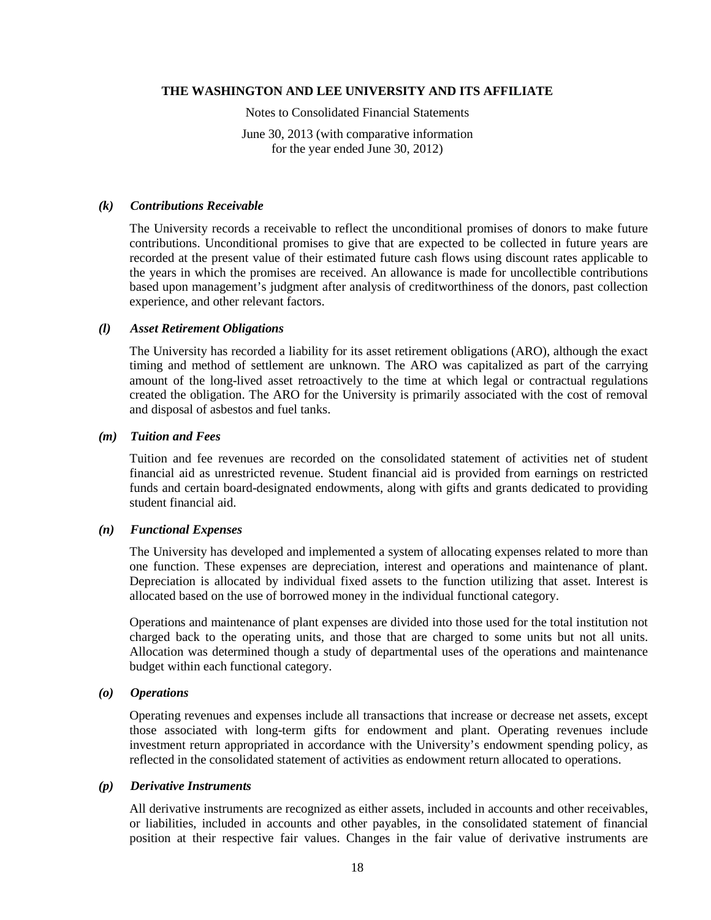#### *(k) Contributions Receivable*

The University records a receivable to reflect the unconditional promises of donors to make future contributions. Unconditional promises to give that are expected to be collected in future years are recorded at the present value of their estimated future cash flows using discount rates applicable to the years in which the promises are received. An allowance is made for uncollectible contributions based upon management's judgment after analysis of creditworthiness of the donors, past collection experience, and other relevant factors.

#### *(l) Asset Retirement Obligations*

The University has recorded a liability for its asset retirement obligations (ARO), although the exact timing and method of settlement are unknown. The ARO was capitalized as part of the carrying amount of the long-lived asset retroactively to the time at which legal or contractual regulations created the obligation. The ARO for the University is primarily associated with the cost of removal and disposal of asbestos and fuel tanks.

#### *(m) Tuition and Fees*

Tuition and fee revenues are recorded on the consolidated statement of activities net of student financial aid as unrestricted revenue. Student financial aid is provided from earnings on restricted funds and certain board-designated endowments, along with gifts and grants dedicated to providing student financial aid.

#### *(n) Functional Expenses*

The University has developed and implemented a system of allocating expenses related to more than one function. These expenses are depreciation, interest and operations and maintenance of plant. Depreciation is allocated by individual fixed assets to the function utilizing that asset. Interest is allocated based on the use of borrowed money in the individual functional category.

Operations and maintenance of plant expenses are divided into those used for the total institution not charged back to the operating units, and those that are charged to some units but not all units. Allocation was determined though a study of departmental uses of the operations and maintenance budget within each functional category.

#### *(o) Operations*

Operating revenues and expenses include all transactions that increase or decrease net assets, except those associated with long-term gifts for endowment and plant. Operating revenues include investment return appropriated in accordance with the University's endowment spending policy, as reflected in the consolidated statement of activities as endowment return allocated to operations.

#### *(p) Derivative Instruments*

All derivative instruments are recognized as either assets, included in accounts and other receivables, or liabilities, included in accounts and other payables, in the consolidated statement of financial position at their respective fair values. Changes in the fair value of derivative instruments are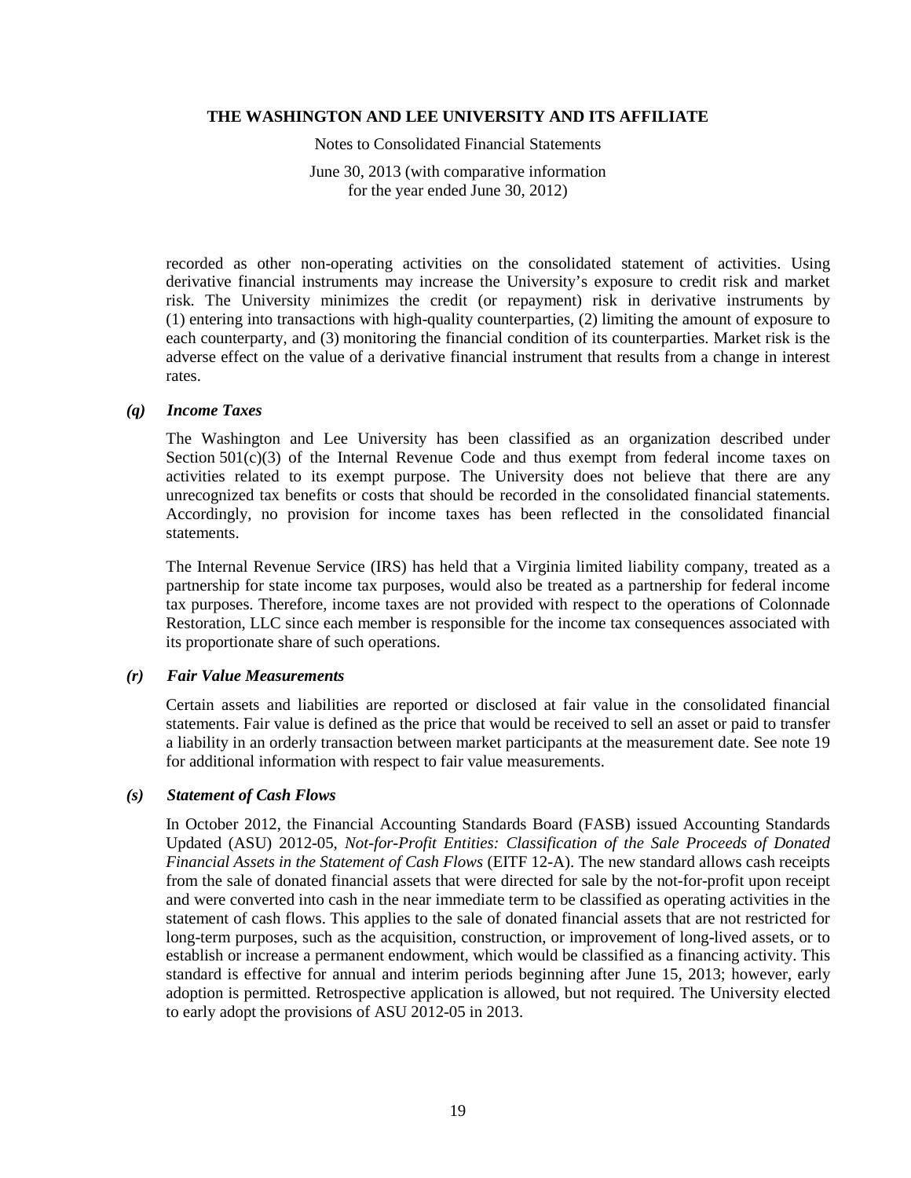recorded as other non-operating activities on the consolidated statement of activities. Using derivative financial instruments may increase the University's exposure to credit risk and market risk. The University minimizes the credit (or repayment) risk in derivative instruments by (1) entering into transactions with high-quality counterparties, (2) limiting the amount of exposure to each counterparty, and (3) monitoring the financial condition of its counterparties. Market risk is the adverse effect on the value of a derivative financial instrument that results from a change in interest rates.

### *(q) Income Taxes*

The Washington and Lee University has been classified as an organization described under Section 501(c)(3) of the Internal Revenue Code and thus exempt from federal income taxes on activities related to its exempt purpose. The University does not believe that there are any unrecognized tax benefits or costs that should be recorded in the consolidated financial statements. Accordingly, no provision for income taxes has been reflected in the consolidated financial statements.

The Internal Revenue Service (IRS) has held that a Virginia limited liability company, treated as a partnership for state income tax purposes, would also be treated as a partnership for federal income tax purposes. Therefore, income taxes are not provided with respect to the operations of Colonnade Restoration, LLC since each member is responsible for the income tax consequences associated with its proportionate share of such operations.

### *(r) Fair Value Measurements*

Certain assets and liabilities are reported or disclosed at fair value in the consolidated financial statements. Fair value is defined as the price that would be received to sell an asset or paid to transfer a liability in an orderly transaction between market participants at the measurement date. See note 19 for additional information with respect to fair value measurements.

### *(s) Statement of Cash Flows*

In October 2012, the Financial Accounting Standards Board (FASB) issued Accounting Standards Updated (ASU) 2012-05, *Not-for-Profit Entities: Classification of the Sale Proceeds of Donated Financial Assets in the Statement of Cash Flows* (EITF 12-A). The new standard allows cash receipts from the sale of donated financial assets that were directed for sale by the not-for-profit upon receipt and were converted into cash in the near immediate term to be classified as operating activities in the statement of cash flows. This applies to the sale of donated financial assets that are not restricted for long-term purposes, such as the acquisition, construction, or improvement of long-lived assets, or to establish or increase a permanent endowment, which would be classified as a financing activity. This standard is effective for annual and interim periods beginning after June 15, 2013; however, early adoption is permitted. Retrospective application is allowed, but not required. The University elected to early adopt the provisions of ASU 2012-05 in 2013.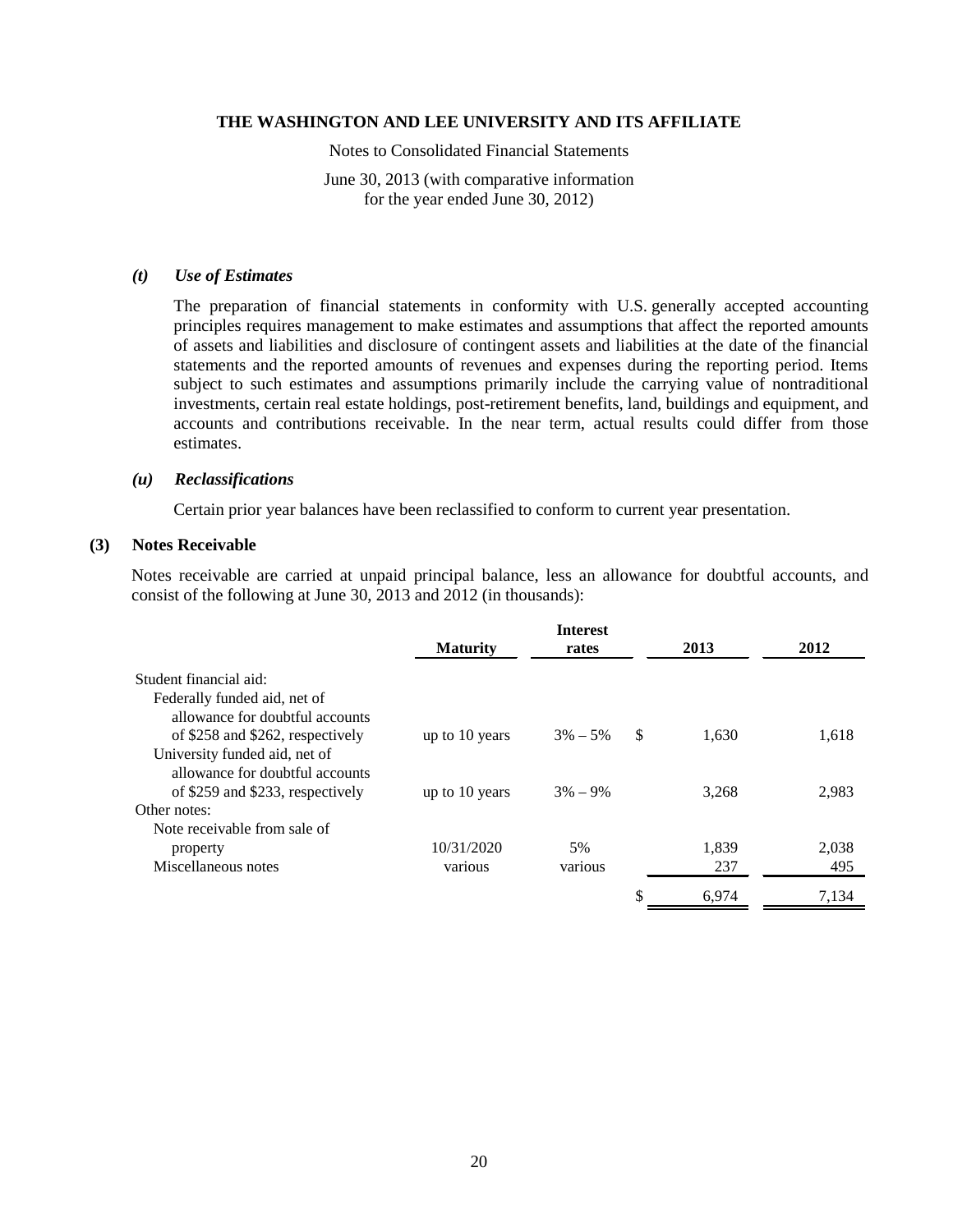THE WASHINGTON AND LEE UNIVERSITY AND ITS AFFILIATE

Notes to Consolidated Financial Statements

June 30, 2013 (with comparative information for the year ended June 30, 2012)

### *(t) Use of Estimates*

The preparation of financial statements in conformity with U.S. generally accepted accounting principles requires management to make estimates and assumptions that affect the reported amounts of assets and liabilities and disclosure of contingent assets and liabilities at the date of the financial statements and the reported amounts of revenues and expenses during the reporting period. Items subject to such estimates and assumptions primarily include the carrying value of nontraditional investments, certain real estate holdings, post-retirement benefits, land, buildings and equipment, and accounts and contributions receivable. In the near term, actual results could differ from those estimates.

### *(u) Reclassifications*

Certain prior year balances have been reclassified to conform to current year presentation.

## (3) Notes Receivable

Notes receivable are carried at unpaid principal balance, less an allowance for doubtful accounts, and consist of the following at June 30, 2013 and 2012 (in thousands):

| | Maturity | Interest rates | 2013 | 2012 |
|---|---|---|---|---|
| Student financial aid: | | | | |
| Federally funded aid, net of allowance for doubtful accounts of $258 and $262, respectively | up to 10 years | 3% – 5% | $ 1,630 | 1,618 |
| University funded aid, net of allowance for doubtful accounts of $259 and $233, respectively | up to 10 years | 3% – 9% | 3,268 | 2,983 |
| Other notes: | | | | |
| Note receivable from sale of property | 10/31/2020 | 5% | 1,839 | 2,038 |
| Miscellaneous notes | various | various | 237 | 495 |
| | | | $ 6,974 | 7,134 |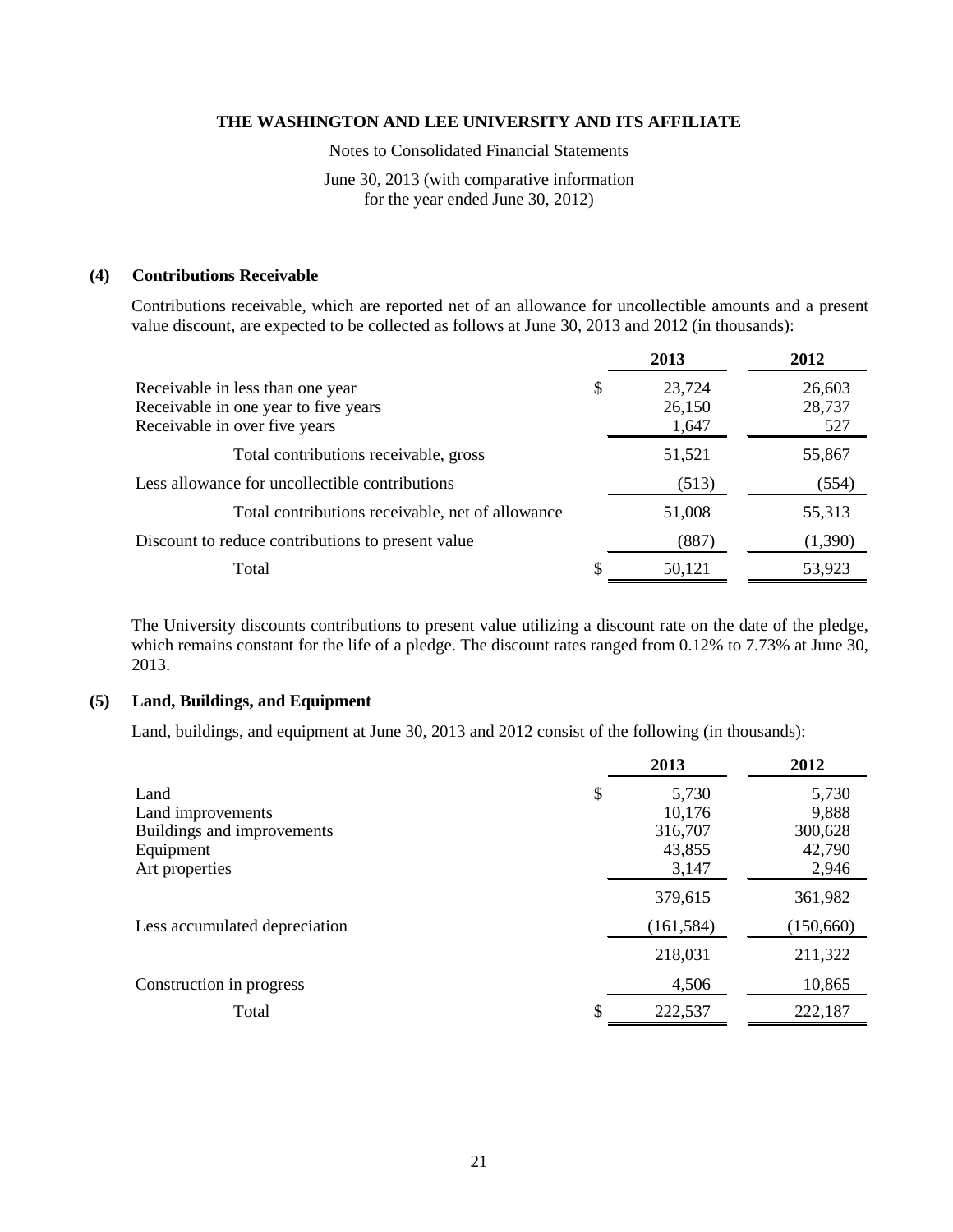# THE WASHINGTON AND LEE UNIVERSITY AND ITS AFFILIATE

Notes to Consolidated Financial Statements

June 30, 2013 (with comparative information for the year ended June 30, 2012)

## (4) Contributions Receivable

Contributions receivable, which are reported net of an allowance for uncollectible amounts and a present value discount, are expected to be collected as follows at June 30, 2013 and 2012 (in thousands):

| | | 2013 | 2012 |
|---|---|---|---|
| Receivable in less than one year | $ | 23,724 | 26,603 |
| Receivable in one year to five years | | 26,150 | 28,737 |
| Receivable in over five years | | 1,647 | 527 |
| Total contributions receivable, gross | | 51,521 | 55,867 |
| Less allowance for uncollectible contributions | | (513) | (554) |
| Total contributions receivable, net of allowance | | 51,008 | 55,313 |
| Discount to reduce contributions to present value | | (887) | (1,390) |
| Total | $ | 50,121 | 53,923 |

The University discounts contributions to present value utilizing a discount rate on the date of the pledge, which remains constant for the life of a pledge. The discount rates ranged from 0.12% to 7.73% at June 30, 2013.

## (5) Land, Buildings, and Equipment

Land, buildings, and equipment at June 30, 2013 and 2012 consist of the following (in thousands):

| | | 2013 | 2012 |
|---|---|---|---|
| Land | $ | 5,730 | 5,730 |
| Land improvements | | 10,176 | 9,888 |
| Buildings and improvements | | 316,707 | 300,628 |
| Equipment | | 43,855 | 42,790 |
| Art properties | | 3,147 | 2,946 |
| | | 379,615 | 361,982 |
| Less accumulated depreciation | | (161,584) | (150,660) |
| | | 218,031 | 211,322 |
| Construction in progress | | 4,506 | 10,865 |
| Total | $ | 222,537 | 222,187 |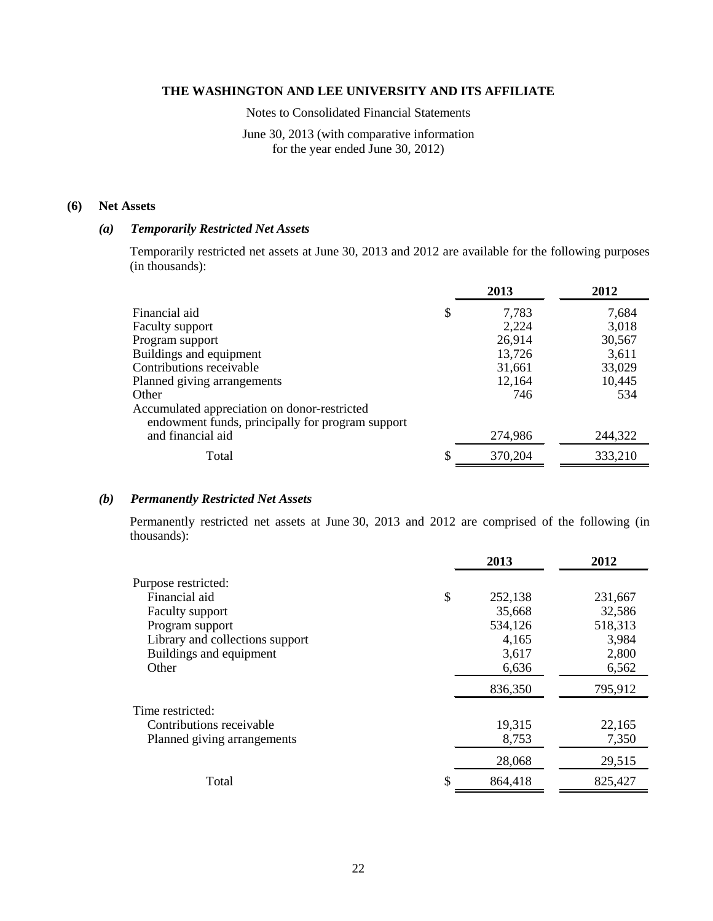# THE WASHINGTON AND LEE UNIVERSITY AND ITS AFFILIATE

Notes to Consolidated Financial Statements

June 30, 2013 (with comparative information for the year ended June 30, 2012)

## (6) Net Assets

### *(a) Temporarily Restricted Net Assets*

Temporarily restricted net assets at June 30, 2013 and 2012 are available for the following purposes (in thousands):

| | 2013 | 2012 |
|---|---|---|
| Financial aid | $ 7,783 | 7,684 |
| Faculty support | 2,224 | 3,018 |
| Program support | 26,914 | 30,567 |
| Buildings and equipment | 13,726 | 3,611 |
| Contributions receivable | 31,661 | 33,029 |
| Planned giving arrangements | 12,164 | 10,445 |
| Other | 746 | 534 |
| Accumulated appreciation on donor-restricted endowment funds, principally for program support and financial aid | 274,986 | 244,322 |
| Total | $ 370,204 | 333,210 |

### *(b) Permanently Restricted Net Assets*

Permanently restricted net assets at June 30, 2013 and 2012 are comprised of the following (in thousands):

| | 2013 | 2012 |
|---|---|---|
| Purpose restricted: | | |
| Financial aid | $ 252,138 | 231,667 |
| Faculty support | 35,668 | 32,586 |
| Program support | 534,126 | 518,313 |
| Library and collections support | 4,165 | 3,984 |
| Buildings and equipment | 3,617 | 2,800 |
| Other | 6,636 | 6,562 |
| | 836,350 | 795,912 |
| Time restricted: | | |
| Contributions receivable | 19,315 | 22,165 |
| Planned giving arrangements | 8,753 | 7,350 |
| | 28,068 | 29,515 |
| Total | $ 864,418 | 825,427 |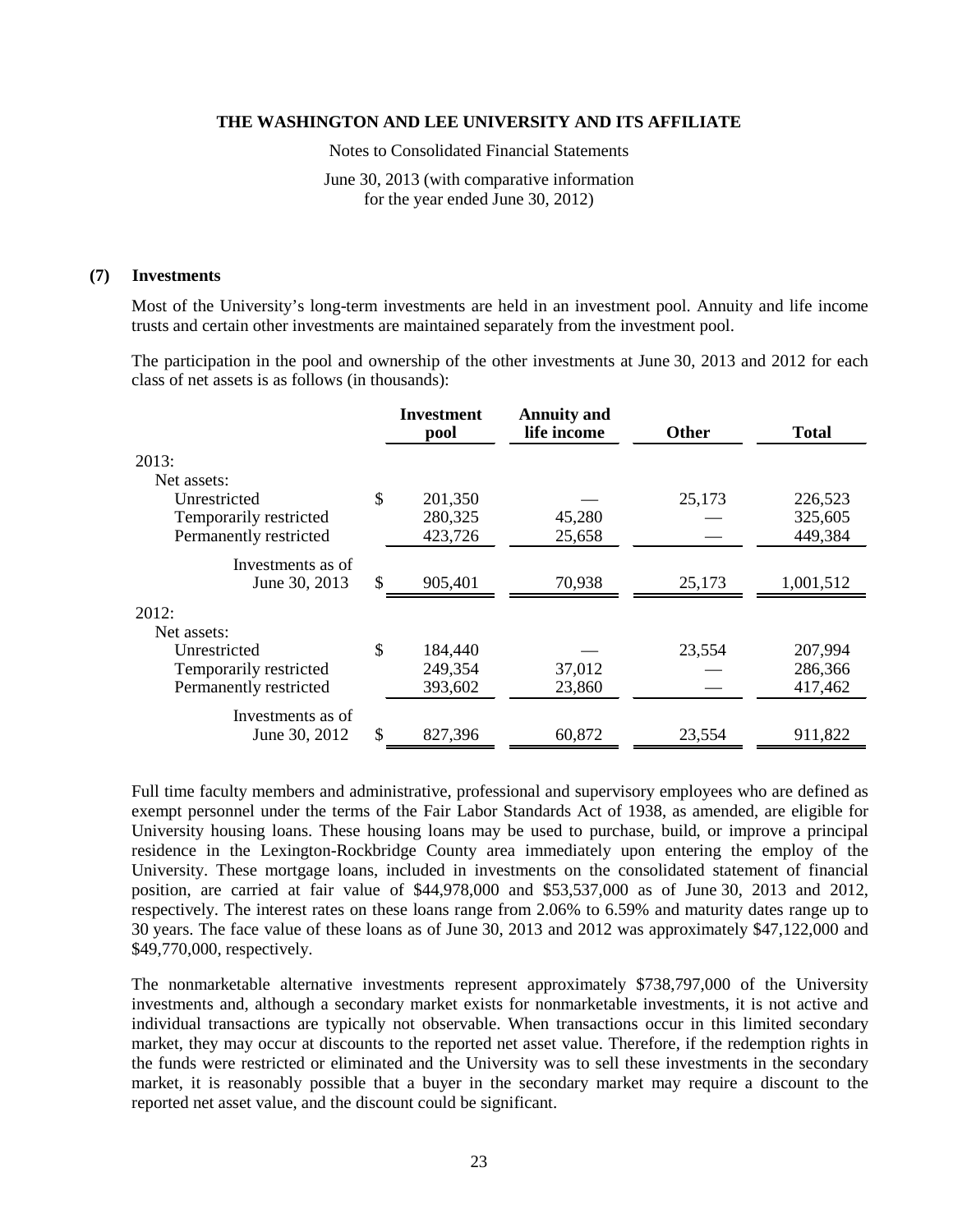### (7) Investments

Most of the University's long-term investments are held in an investment pool. Annuity and life income trusts and certain other investments are maintained separately from the investment pool.

The participation in the pool and ownership of the other investments at June 30, 2013 and 2012 for each class of net assets is as follows (in thousands):

| | Investment pool | Annuity and life income | Other | Total |
|---|---|---|---|---|
| 2013: | | | | |
| Net assets: | | | | |
| Unrestricted | $ 201,350 | — | 25,173 | 226,523 |
| Temporarily restricted | 280,325 | 45,280 | — | 325,605 |
| Permanently restricted | 423,726 | 25,658 | — | 449,384 |
| Investments as of June 30, 2013 | $ 905,401 | 70,938 | 25,173 | 1,001,512 |
| 2012: | | | | |
| Net assets: | | | | |
| Unrestricted | $ 184,440 | — | 23,554 | 207,994 |
| Temporarily restricted | 249,354 | 37,012 | — | 286,366 |
| Permanently restricted | 393,602 | 23,860 | — | 417,462 |
| Investments as of June 30, 2012 | $ 827,396 | 60,872 | 23,554 | 911,822 |

Full time faculty members and administrative, professional and supervisory employees who are defined as exempt personnel under the terms of the Fair Labor Standards Act of 1938, as amended, are eligible for University housing loans. These housing loans may be used to purchase, build, or improve a principal residence in the Lexington-Rockbridge County area immediately upon entering the employ of the University. These mortgage loans, included in investments on the consolidated statement of financial position, are carried at fair value of $44,978,000 and $53,537,000 as of June 30, 2013 and 2012, respectively. The interest rates on these loans range from 2.06% to 6.59% and maturity dates range up to 30 years. The face value of these loans as of June 30, 2013 and 2012 was approximately $47,122,000 and $49,770,000, respectively.

The nonmarketable alternative investments represent approximately $738,797,000 of the University investments and, although a secondary market exists for nonmarketable investments, it is not active and individual transactions are typically not observable. When transactions occur in this limited secondary market, they may occur at discounts to the reported net asset value. Therefore, if the redemption rights in the funds were restricted or eliminated and the University was to sell these investments in the secondary market, it is reasonably possible that a buyer in the secondary market may require a discount to the reported net asset value, and the discount could be significant.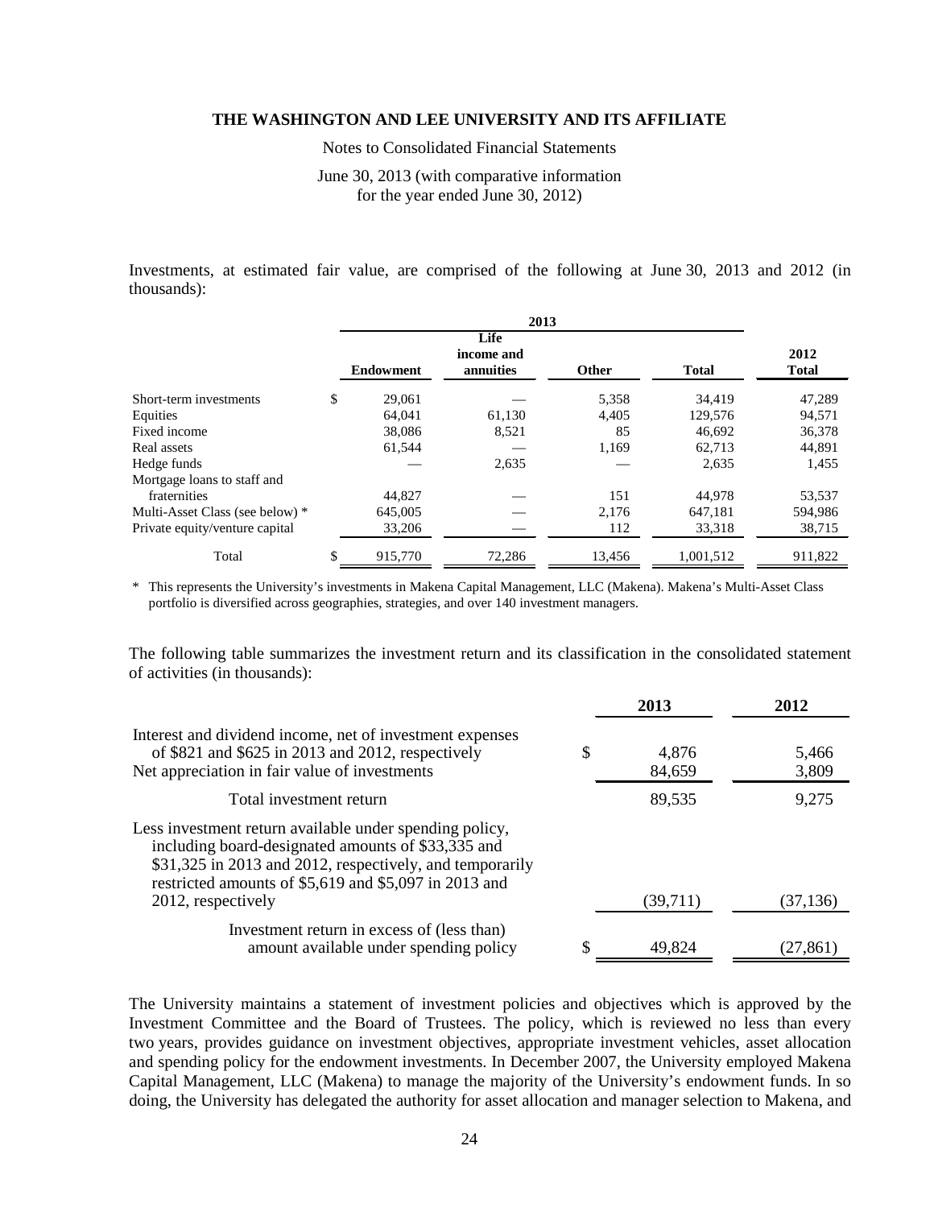Investments, at estimated fair value, are comprised of the following at June 30, 2013 and 2012 (in thousands):

| | 2013 | | | | |
|---|---|---|---|---|---|
| | Endowment | Life income and annuities | Other | Total | 2012 Total |
| Short-term investments | $ 29,061 | — | 5,358 | 34,419 | 47,289 |
| Equities | 64,041 | 61,130 | 4,405 | 129,576 | 94,571 |
| Fixed income | 38,086 | 8,521 | 85 | 46,692 | 36,378 |
| Real assets | 61,544 | — | 1,169 | 62,713 | 44,891 |
| Hedge funds | — | 2,635 | — | 2,635 | 1,455 |
| Mortgage loans to staff and fraternities | 44,827 | — | 151 | 44,978 | 53,537 |
| Multi-Asset Class (see below) * | 645,005 | — | 2,176 | 647,181 | 594,986 |
| Private equity/venture capital | 33,206 | — | 112 | 33,318 | 38,715 |
| Total | $ 915,770 | 72,286 | 13,456 | 1,001,512 | 911,822 |

\* This represents the University's investments in Makena Capital Management, LLC (Makena). Makena's Multi-Asset Class portfolio is diversified across geographies, strategies, and over 140 investment managers.

The following table summarizes the investment return and its classification in the consolidated statement of activities (in thousands):

| | 2013 | 2012 |
|---|---|---|
| Interest and dividend income, net of investment expenses of $821 and $625 in 2013 and 2012, respectively | $ 4,876 | 5,466 |
| Net appreciation in fair value of investments | 84,659 | 3,809 |
| Total investment return | 89,535 | 9,275 |
| Less investment return available under spending policy, including board-designated amounts of $33,335 and $31,325 in 2013 and 2012, respectively, and temporarily restricted amounts of $5,619 and $5,097 in 2013 and 2012, respectively | (39,711) | (37,136) |
| Investment return in excess of (less than) amount available under spending policy | $ 49,824 | (27,861) |

The University maintains a statement of investment policies and objectives which is approved by the Investment Committee and the Board of Trustees. The policy, which is reviewed no less than every two years, provides guidance on investment objectives, appropriate investment vehicles, asset allocation and spending policy for the endowment investments. In December 2007, the University employed Makena Capital Management, LLC (Makena) to manage the majority of the University's endowment funds. In so doing, the University has delegated the authority for asset allocation and manager selection to Makena, and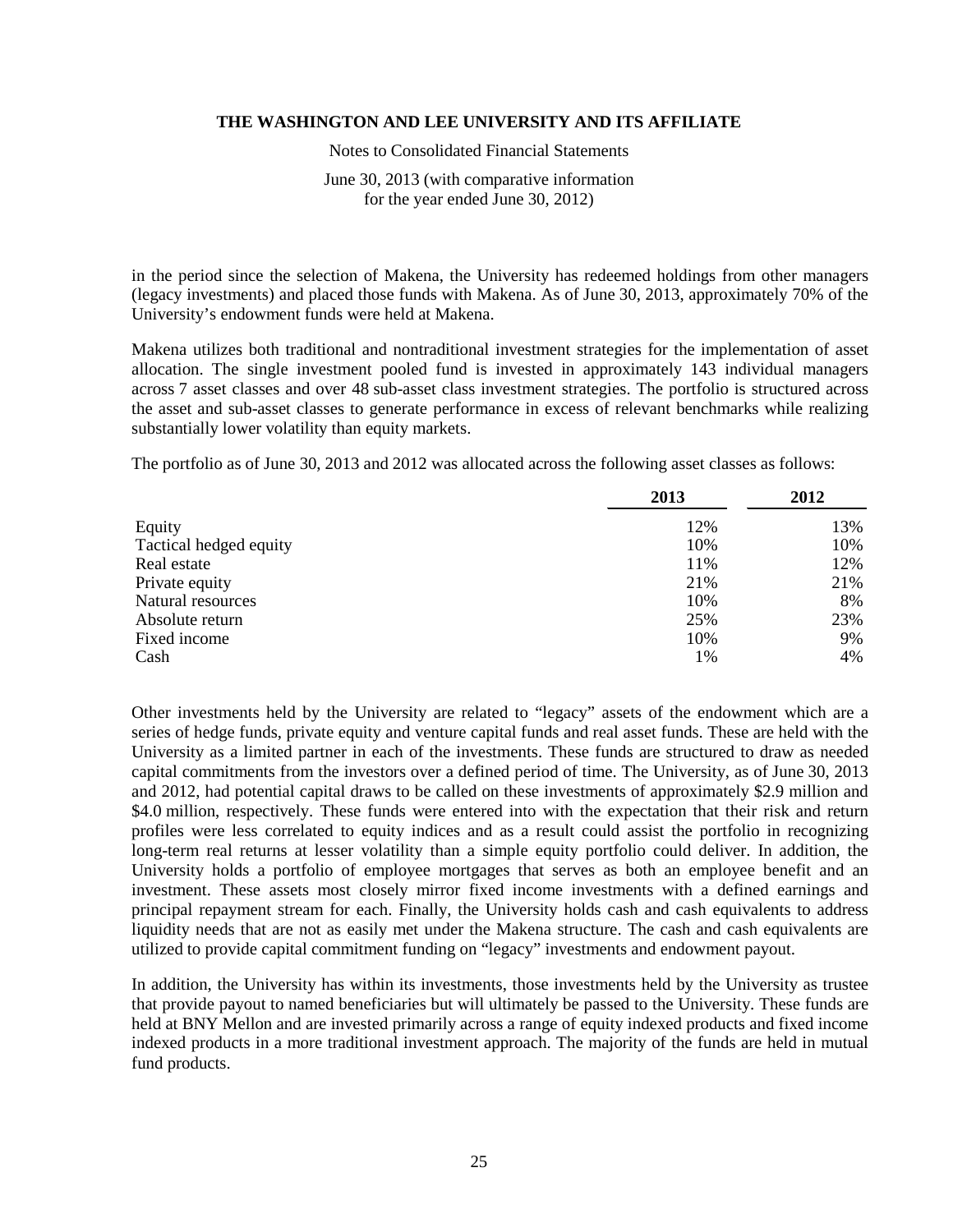in the period since the selection of Makena, the University has redeemed holdings from other managers (legacy investments) and placed those funds with Makena. As of June 30, 2013, approximately 70% of the University's endowment funds were held at Makena.

Makena utilizes both traditional and nontraditional investment strategies for the implementation of asset allocation. The single investment pooled fund is invested in approximately 143 individual managers across 7 asset classes and over 48 sub-asset class investment strategies. The portfolio is structured across the asset and sub-asset classes to generate performance in excess of relevant benchmarks while realizing substantially lower volatility than equity markets.

The portfolio as of June 30, 2013 and 2012 was allocated across the following asset classes as follows:

| | 2013 | 2012 |
|---|---|---|
| Equity | 12% | 13% |
| Tactical hedged equity | 10% | 10% |
| Real estate | 11% | 12% |
| Private equity | 21% | 21% |
| Natural resources | 10% | 8% |
| Absolute return | 25% | 23% |
| Fixed income | 10% | 9% |
| Cash | 1% | 4% |

Other investments held by the University are related to "legacy" assets of the endowment which are a series of hedge funds, private equity and venture capital funds and real asset funds. These are held with the University as a limited partner in each of the investments. These funds are structured to draw as needed capital commitments from the investors over a defined period of time. The University, as of June 30, 2013 and 2012, had potential capital draws to be called on these investments of approximately $2.9 million and $4.0 million, respectively. These funds were entered into with the expectation that their risk and return profiles were less correlated to equity indices and as a result could assist the portfolio in recognizing long-term real returns at lesser volatility than a simple equity portfolio could deliver. In addition, the University holds a portfolio of employee mortgages that serves as both an employee benefit and an investment. These assets most closely mirror fixed income investments with a defined earnings and principal repayment stream for each. Finally, the University holds cash and cash equivalents to address liquidity needs that are not as easily met under the Makena structure. The cash and cash equivalents are utilized to provide capital commitment funding on "legacy" investments and endowment payout.

In addition, the University has within its investments, those investments held by the University as trustee that provide payout to named beneficiaries but will ultimately be passed to the University. These funds are held at BNY Mellon and are invested primarily across a range of equity indexed products and fixed income indexed products in a more traditional investment approach. The majority of the funds are held in mutual fund products.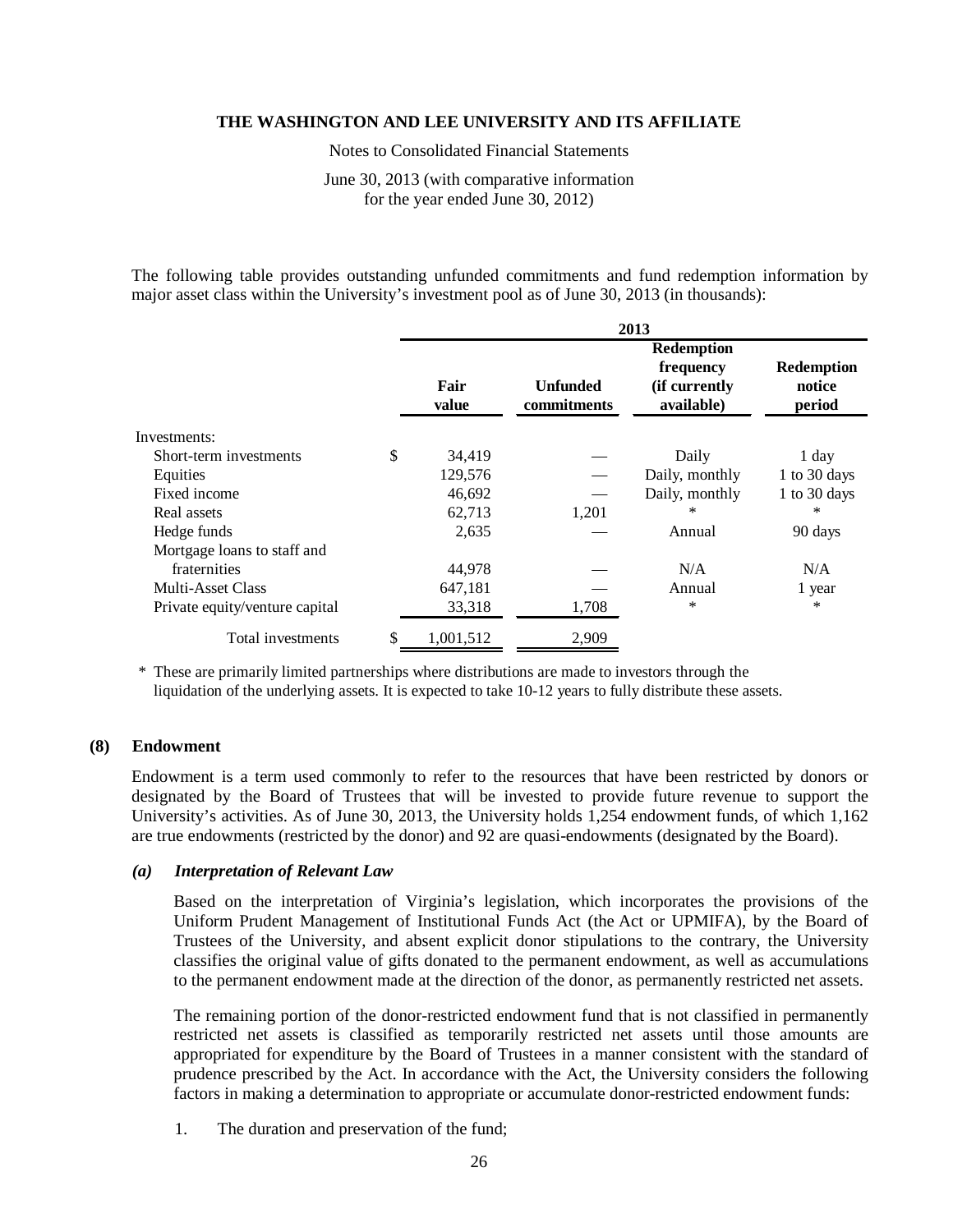The following table provides outstanding unfunded commitments and fund redemption information by major asset class within the University's investment pool as of June 30, 2013 (in thousands):

| | 2013 | | | |
|---|---|---|---|---|
| | **Fair value** | **Unfunded commitments** | **Redemption frequency (if currently available)** | **Redemption notice period** |
| Investments: | | | | |
| Short-term investments | $ 34,419 | — | Daily | 1 day |
| Equities | 129,576 | — | Daily, monthly | 1 to 30 days |
| Fixed income | 46,692 | — | Daily, monthly | 1 to 30 days |
| Real assets | 62,713 | 1,201 | * | * |
| Hedge funds | 2,635 | — | Annual | 90 days |
| Mortgage loans to staff and fraternities | 44,978 | — | N/A | N/A |
| Multi-Asset Class | 647,181 | — | Annual | 1 year |
| Private equity/venture capital | 33,318 | 1,708 | * | * |
| Total investments | $ 1,001,512 | 2,909 | | |

\* These are primarily limited partnerships where distributions are made to investors through the liquidation of the underlying assets. It is expected to take 10-12 years to fully distribute these assets.

## (8) Endowment

Endowment is a term used commonly to refer to the resources that have been restricted by donors or designated by the Board of Trustees that will be invested to provide future revenue to support the University's activities. As of June 30, 2013, the University holds 1,254 endowment funds, of which 1,162 are true endowments (restricted by the donor) and 92 are quasi-endowments (designated by the Board).

### *(a) Interpretation of Relevant Law*

Based on the interpretation of Virginia's legislation, which incorporates the provisions of the Uniform Prudent Management of Institutional Funds Act (the Act or UPMIFA), by the Board of Trustees of the University, and absent explicit donor stipulations to the contrary, the University classifies the original value of gifts donated to the permanent endowment, as well as accumulations to the permanent endowment made at the direction of the donor, as permanently restricted net assets.

The remaining portion of the donor-restricted endowment fund that is not classified in permanently restricted net assets is classified as temporarily restricted net assets until those amounts are appropriated for expenditure by the Board of Trustees in a manner consistent with the standard of prudence prescribed by the Act. In accordance with the Act, the University considers the following factors in making a determination to appropriate or accumulate donor-restricted endowment funds:

1. The duration and preservation of the fund;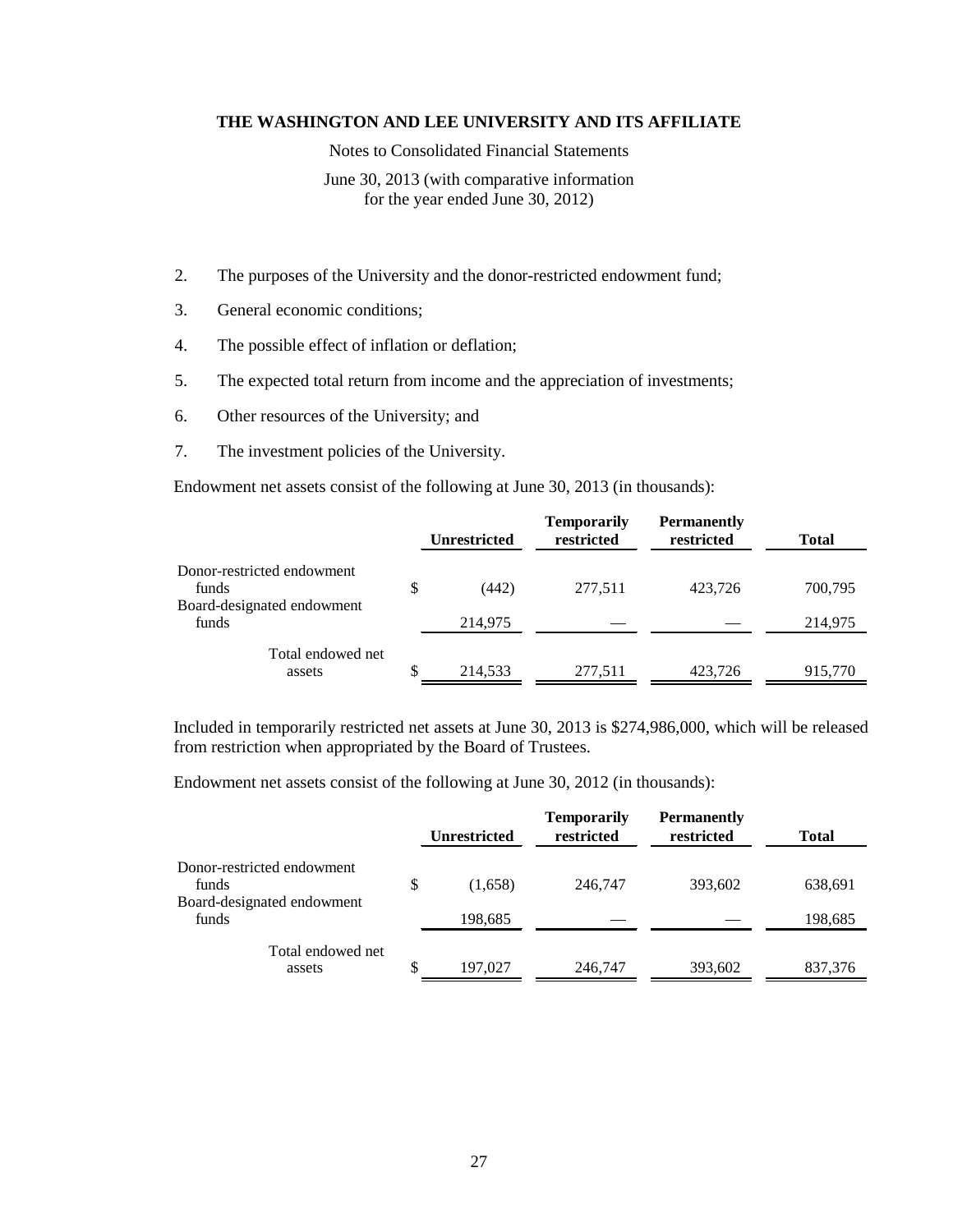2. The purposes of the University and the donor-restricted endowment fund;
3. General economic conditions;
4. The possible effect of inflation or deflation;
5. The expected total return from income and the appreciation of investments;
6. Other resources of the University; and
7. The investment policies of the University.

Endowment net assets consist of the following at June 30, 2013 (in thousands):

| | Unrestricted | Temporarily restricted | Permanently restricted | Total |
|---|---|---|---|---|
| Donor-restricted endowment funds | $ (442) | 277,511 | 423,726 | 700,795 |
| Board-designated endowment funds | 214,975 | — | — | 214,975 |
| Total endowed net assets | $ 214,533 | 277,511 | 423,726 | 915,770 |

Included in temporarily restricted net assets at June 30, 2013 is $274,986,000, which will be released from restriction when appropriated by the Board of Trustees.

Endowment net assets consist of the following at June 30, 2012 (in thousands):

| | Unrestricted | Temporarily restricted | Permanently restricted | Total |
|---|---|---|---|---|
| Donor-restricted endowment funds | $ (1,658) | 246,747 | 393,602 | 638,691 |
| Board-designated endowment funds | 198,685 | — | — | 198,685 |
| Total endowed net assets | $ 197,027 | 246,747 | 393,602 | 837,376 |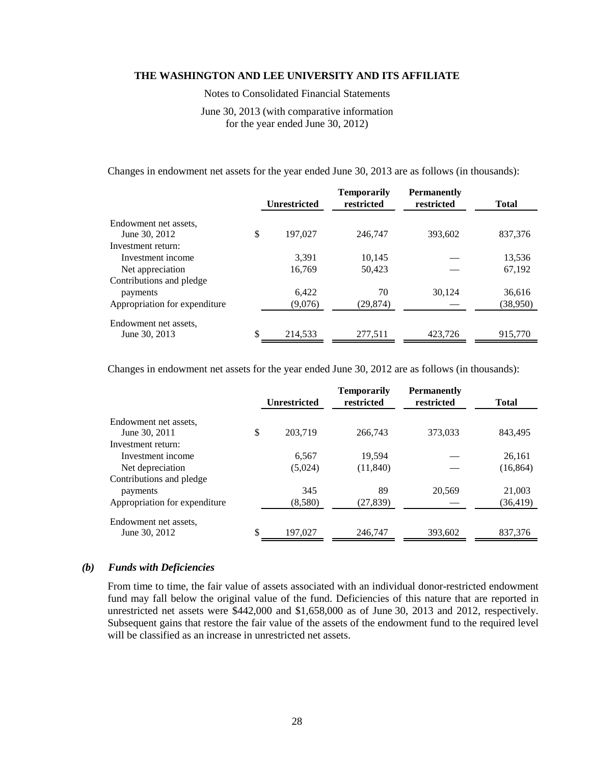Changes in endowment net assets for the year ended June 30, 2013 are as follows (in thousands):

| | Unrestricted | Temporarily restricted | Permanently restricted | Total |
|---|---|---|---|---|
| Endowment net assets, June 30, 2012 | $ 197,027 | 246,747 | 393,602 | 837,376 |
| Investment return: | | | | |
| Investment income | 3,391 | 10,145 | — | 13,536 |
| Net appreciation | 16,769 | 50,423 | — | 67,192 |
| Contributions and pledge payments | 6,422 | 70 | 30,124 | 36,616 |
| Appropriation for expenditure | (9,076) | (29,874) | — | (38,950) |
| Endowment net assets, June 30, 2013 | $ 214,533 | 277,511 | 423,726 | 915,770 |

Changes in endowment net assets for the year ended June 30, 2012 are as follows (in thousands):

| | Unrestricted | Temporarily restricted | Permanently restricted | Total |
|---|---|---|---|---|
| Endowment net assets, June 30, 2011 | $ 203,719 | 266,743 | 373,033 | 843,495 |
| Investment return: | | | | |
| Investment income | 6,567 | 19,594 | — | 26,161 |
| Net depreciation | (5,024) | (11,840) | — | (16,864) |
| Contributions and pledge payments | 345 | 89 | 20,569 | 21,003 |
| Appropriation for expenditure | (8,580) | (27,839) | — | (36,419) |
| Endowment net assets, June 30, 2012 | $ 197,027 | 246,747 | 393,602 | 837,376 |

### *(b) Funds with Deficiencies*

From time to time, the fair value of assets associated with an individual donor-restricted endowment fund may fall below the original value of the fund. Deficiencies of this nature that are reported in unrestricted net assets were $442,000 and $1,658,000 as of June 30, 2013 and 2012, respectively. Subsequent gains that restore the fair value of the assets of the endowment fund to the required level will be classified as an increase in unrestricted net assets.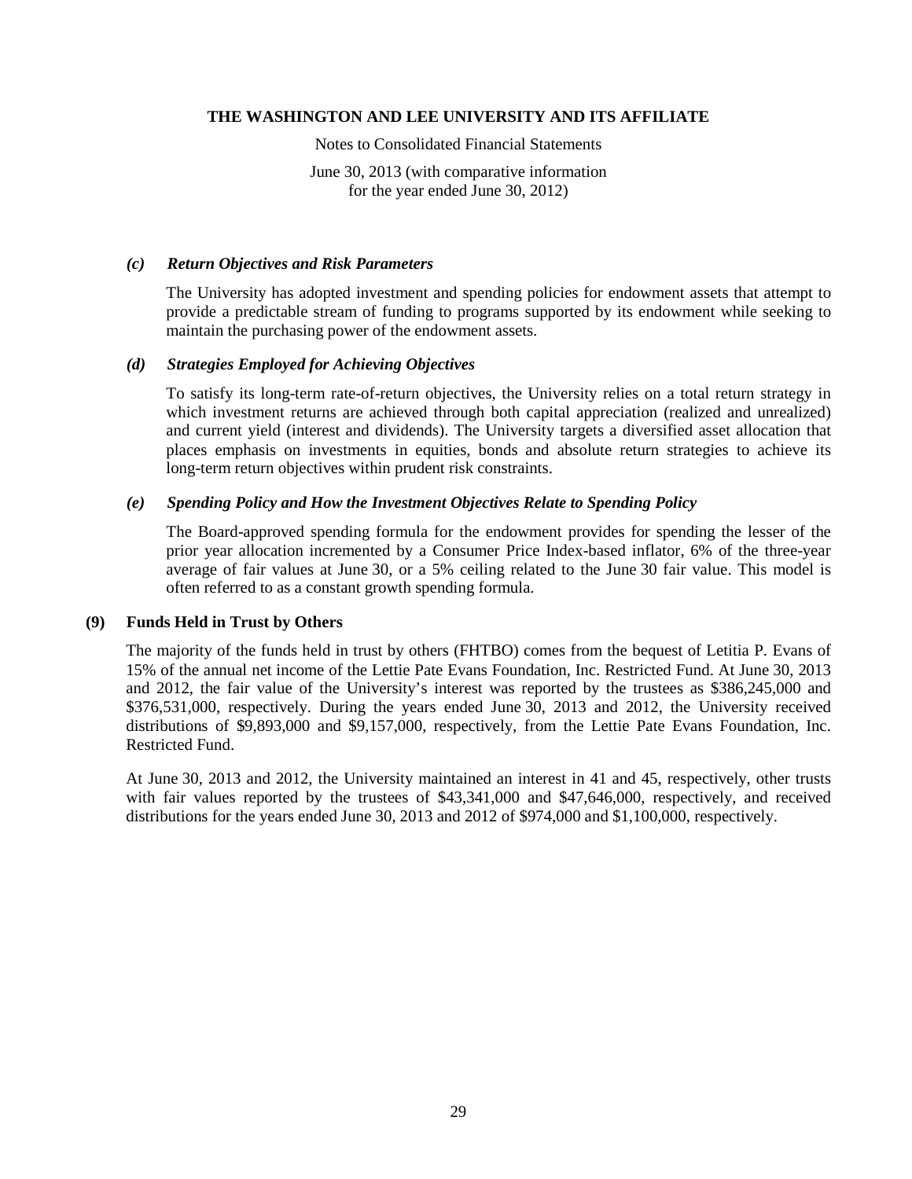#### *(c) Return Objectives and Risk Parameters*

The University has adopted investment and spending policies for endowment assets that attempt to provide a predictable stream of funding to programs supported by its endowment while seeking to maintain the purchasing power of the endowment assets.

#### *(d) Strategies Employed for Achieving Objectives*

To satisfy its long-term rate-of-return objectives, the University relies on a total return strategy in which investment returns are achieved through both capital appreciation (realized and unrealized) and current yield (interest and dividends). The University targets a diversified asset allocation that places emphasis on investments in equities, bonds and absolute return strategies to achieve its long-term return objectives within prudent risk constraints.

#### *(e) Spending Policy and How the Investment Objectives Relate to Spending Policy*

The Board-approved spending formula for the endowment provides for spending the lesser of the prior year allocation incremented by a Consumer Price Index-based inflator, 6% of the three-year average of fair values at June 30, or a 5% ceiling related to the June 30 fair value. This model is often referred to as a constant growth spending formula.

### (9) Funds Held in Trust by Others

The majority of the funds held in trust by others (FHTBO) comes from the bequest of Letitia P. Evans of 15% of the annual net income of the Lettie Pate Evans Foundation, Inc. Restricted Fund. At June 30, 2013 and 2012, the fair value of the University's interest was reported by the trustees as \$386,245,000 and \$376,531,000, respectively. During the years ended June 30, 2013 and 2012, the University received distributions of \$9,893,000 and \$9,157,000, respectively, from the Lettie Pate Evans Foundation, Inc. Restricted Fund.

At June 30, 2013 and 2012, the University maintained an interest in 41 and 45, respectively, other trusts with fair values reported by the trustees of \$43,341,000 and \$47,646,000, respectively, and received distributions for the years ended June 30, 2013 and 2012 of \$974,000 and \$1,100,000, respectively.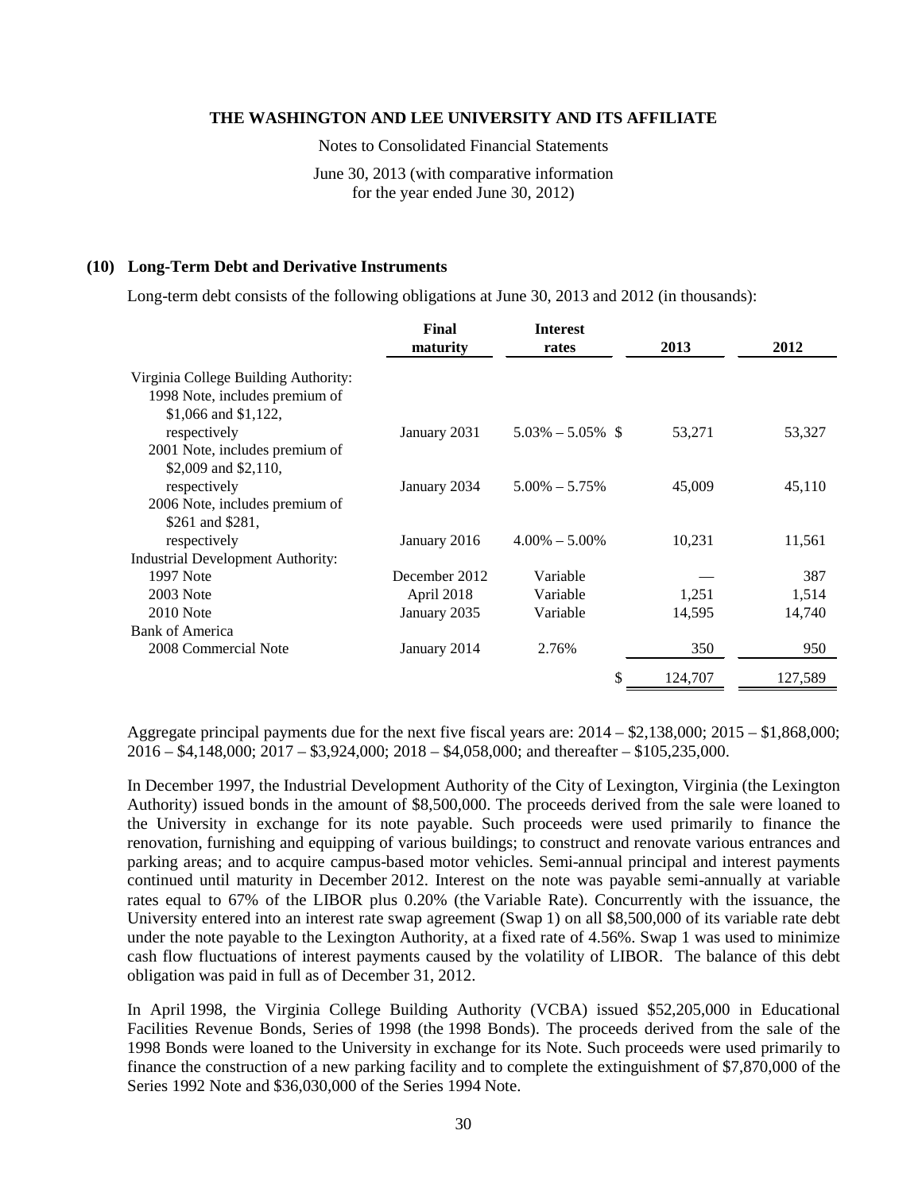## (10) Long-Term Debt and Derivative Instruments

Long-term debt consists of the following obligations at June 30, 2013 and 2012 (in thousands):

| | Final maturity | Interest rates | 2013 | 2012 |
|---|---|---|---|---|
| Virginia College Building Authority: | | | | |
| 1998 Note, includes premium of $1,066 and $1,122, respectively | January 2031 | 5.03% – 5.05% | $ 53,271 | 53,327 |
| 2001 Note, includes premium of $2,009 and $2,110, respectively | January 2034 | 5.00% – 5.75% | 45,009 | 45,110 |
| 2006 Note, includes premium of $261 and $281, respectively | January 2016 | 4.00% – 5.00% | 10,231 | 11,561 |
| Industrial Development Authority: | | | | |
| 1997 Note | December 2012 | Variable | — | 387 |
| 2003 Note | April 2018 | Variable | 1,251 | 1,514 |
| 2010 Note | January 2035 | Variable | 14,595 | 14,740 |
| Bank of America | | | | |
| 2008 Commercial Note | January 2014 | 2.76% | 350 | 950 |
| | | | $ 124,707 | 127,589 |

Aggregate principal payments due for the next five fiscal years are: 2014 – $2,138,000; 2015 – $1,868,000; 2016 – $4,148,000; 2017 – $3,924,000; 2018 – $4,058,000; and thereafter – $105,235,000.

In December 1997, the Industrial Development Authority of the City of Lexington, Virginia (the Lexington Authority) issued bonds in the amount of $8,500,000. The proceeds derived from the sale were loaned to the University in exchange for its note payable. Such proceeds were used primarily to finance the renovation, furnishing and equipping of various buildings; to construct and renovate various entrances and parking areas; and to acquire campus-based motor vehicles. Semi-annual principal and interest payments continued until maturity in December 2012. Interest on the note was payable semi-annually at variable rates equal to 67% of the LIBOR plus 0.20% (the Variable Rate). Concurrently with the issuance, the University entered into an interest rate swap agreement (Swap 1) on all $8,500,000 of its variable rate debt under the note payable to the Lexington Authority, at a fixed rate of 4.56%. Swap 1 was used to minimize cash flow fluctuations of interest payments caused by the volatility of LIBOR. The balance of this debt obligation was paid in full as of December 31, 2012.

In April 1998, the Virginia College Building Authority (VCBA) issued $52,205,000 in Educational Facilities Revenue Bonds, Series of 1998 (the 1998 Bonds). The proceeds derived from the sale of the 1998 Bonds were loaned to the University in exchange for its Note. Such proceeds were used primarily to finance the construction of a new parking facility and to complete the extinguishment of $7,870,000 of the Series 1992 Note and $36,030,000 of the Series 1994 Note.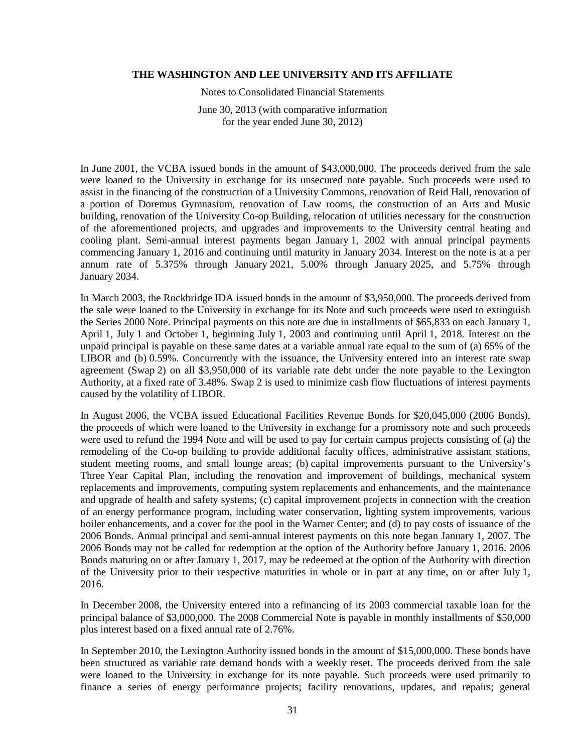In June 2001, the VCBA issued bonds in the amount of $43,000,000. The proceeds derived from the sale were loaned to the University in exchange for its unsecured note payable. Such proceeds were used to assist in the financing of the construction of a University Commons, renovation of Reid Hall, renovation of a portion of Doremus Gymnasium, renovation of Law rooms, the construction of an Arts and Music building, renovation of the University Co-op Building, relocation of utilities necessary for the construction of the aforementioned projects, and upgrades and improvements to the University central heating and cooling plant. Semi-annual interest payments began January 1, 2002 with annual principal payments commencing January 1, 2016 and continuing until maturity in January 2034. Interest on the note is at a per annum rate of 5.375% through January 2021, 5.00% through January 2025, and 5.75% through January 2034.

In March 2003, the Rockbridge IDA issued bonds in the amount of $3,950,000. The proceeds derived from the sale were loaned to the University in exchange for its Note and such proceeds were used to extinguish the Series 2000 Note. Principal payments on this note are due in installments of $65,833 on each January 1, April 1, July 1 and October 1, beginning July 1, 2003 and continuing until April 1, 2018. Interest on the unpaid principal is payable on these same dates at a variable annual rate equal to the sum of (a) 65% of the LIBOR and (b) 0.59%. Concurrently with the issuance, the University entered into an interest rate swap agreement (Swap 2) on all $3,950,000 of its variable rate debt under the note payable to the Lexington Authority, at a fixed rate of 3.48%. Swap 2 is used to minimize cash flow fluctuations of interest payments caused by the volatility of LIBOR.

In August 2006, the VCBA issued Educational Facilities Revenue Bonds for $20,045,000 (2006 Bonds), the proceeds of which were loaned to the University in exchange for a promissory note and such proceeds were used to refund the 1994 Note and will be used to pay for certain campus projects consisting of (a) the remodeling of the Co-op building to provide additional faculty offices, administrative assistant stations, student meeting rooms, and small lounge areas; (b) capital improvements pursuant to the University's Three Year Capital Plan, including the renovation and improvement of buildings, mechanical system replacements and improvements, computing system replacements and enhancements, and the maintenance and upgrade of health and safety systems; (c) capital improvement projects in connection with the creation of an energy performance program, including water conservation, lighting system improvements, various boiler enhancements, and a cover for the pool in the Warner Center; and (d) to pay costs of issuance of the 2006 Bonds. Annual principal and semi-annual interest payments on this note began January 1, 2007. The 2006 Bonds may not be called for redemption at the option of the Authority before January 1, 2016. 2006 Bonds maturing on or after January 1, 2017, may be redeemed at the option of the Authority with direction of the University prior to their respective maturities in whole or in part at any time, on or after July 1, 2016.

In December 2008, the University entered into a refinancing of its 2003 commercial taxable loan for the principal balance of $3,000,000. The 2008 Commercial Note is payable in monthly installments of $50,000 plus interest based on a fixed annual rate of 2.76%.

In September 2010, the Lexington Authority issued bonds in the amount of $15,000,000. These bonds have been structured as variable rate demand bonds with a weekly reset. The proceeds derived from the sale were loaned to the University in exchange for its note payable. Such proceeds were used primarily to finance a series of energy performance projects; facility renovations, updates, and repairs; general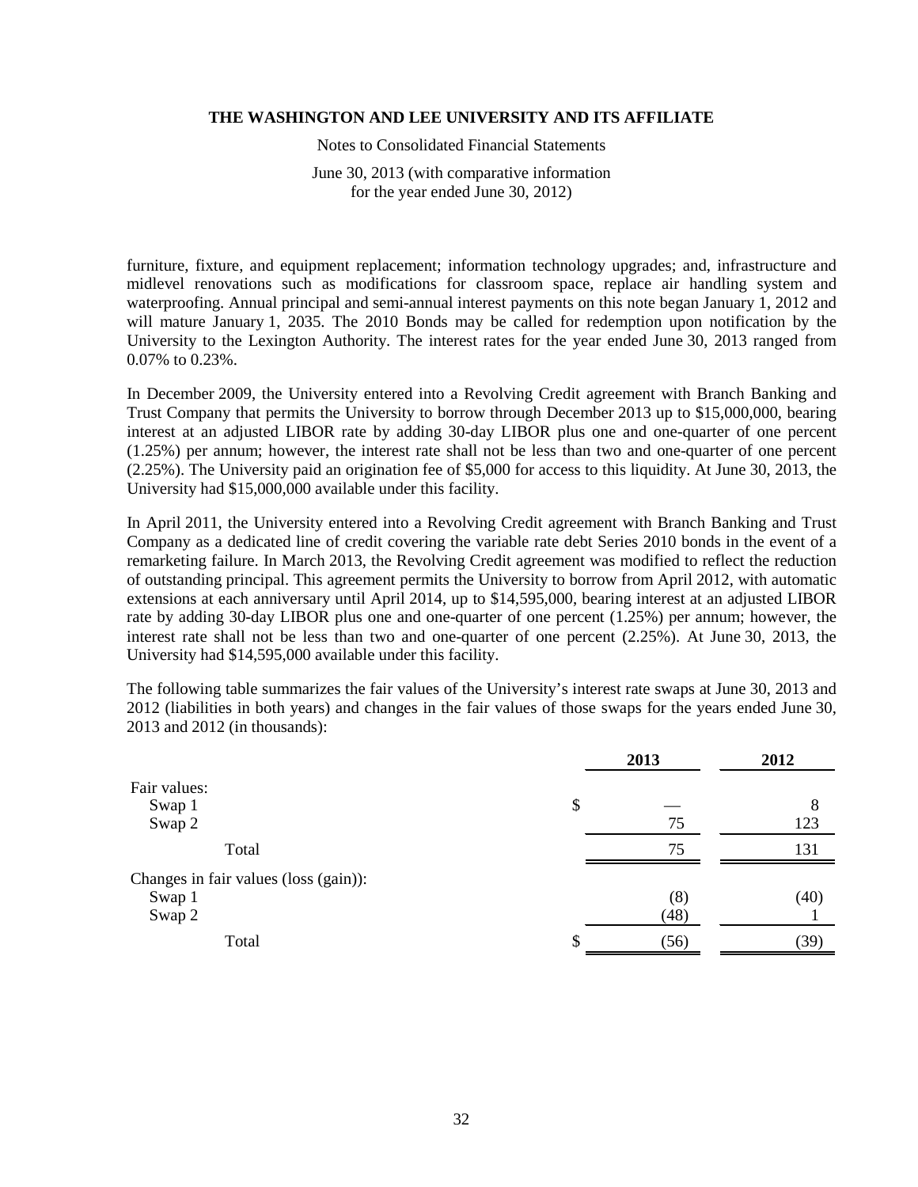furniture, fixture, and equipment replacement; information technology upgrades; and, infrastructure and midlevel renovations such as modifications for classroom space, replace air handling system and waterproofing. Annual principal and semi-annual interest payments on this note began January 1, 2012 and will mature January 1, 2035. The 2010 Bonds may be called for redemption upon notification by the University to the Lexington Authority. The interest rates for the year ended June 30, 2013 ranged from 0.07% to 0.23%.

In December 2009, the University entered into a Revolving Credit agreement with Branch Banking and Trust Company that permits the University to borrow through December 2013 up to $15,000,000, bearing interest at an adjusted LIBOR rate by adding 30-day LIBOR plus one and one-quarter of one percent (1.25%) per annum; however, the interest rate shall not be less than two and one-quarter of one percent (2.25%). The University paid an origination fee of $5,000 for access to this liquidity. At June 30, 2013, the University had $15,000,000 available under this facility.

In April 2011, the University entered into a Revolving Credit agreement with Branch Banking and Trust Company as a dedicated line of credit covering the variable rate debt Series 2010 bonds in the event of a remarketing failure. In March 2013, the Revolving Credit agreement was modified to reflect the reduction of outstanding principal. This agreement permits the University to borrow from April 2012, with automatic extensions at each anniversary until April 2014, up to $14,595,000, bearing interest at an adjusted LIBOR rate by adding 30-day LIBOR plus one and one-quarter of one percent (1.25%) per annum; however, the interest rate shall not be less than two and one-quarter of one percent (2.25%). At June 30, 2013, the University had $14,595,000 available under this facility.

The following table summarizes the fair values of the University's interest rate swaps at June 30, 2013 and 2012 (liabilities in both years) and changes in the fair values of those swaps for the years ended June 30, 2013 and 2012 (in thousands):

| | 2013 | 2012 |
|---|---|---|
| Fair values: | | |
| Swap 1 | $ — | 8 |
| Swap 2 | 75 | 123 |
| Total | 75 | 131 |
| Changes in fair values (loss (gain)): | | |
| Swap 1 | (8) | (40) |
| Swap 2 | (48) | 1 |
| Total | $ (56) | (39) |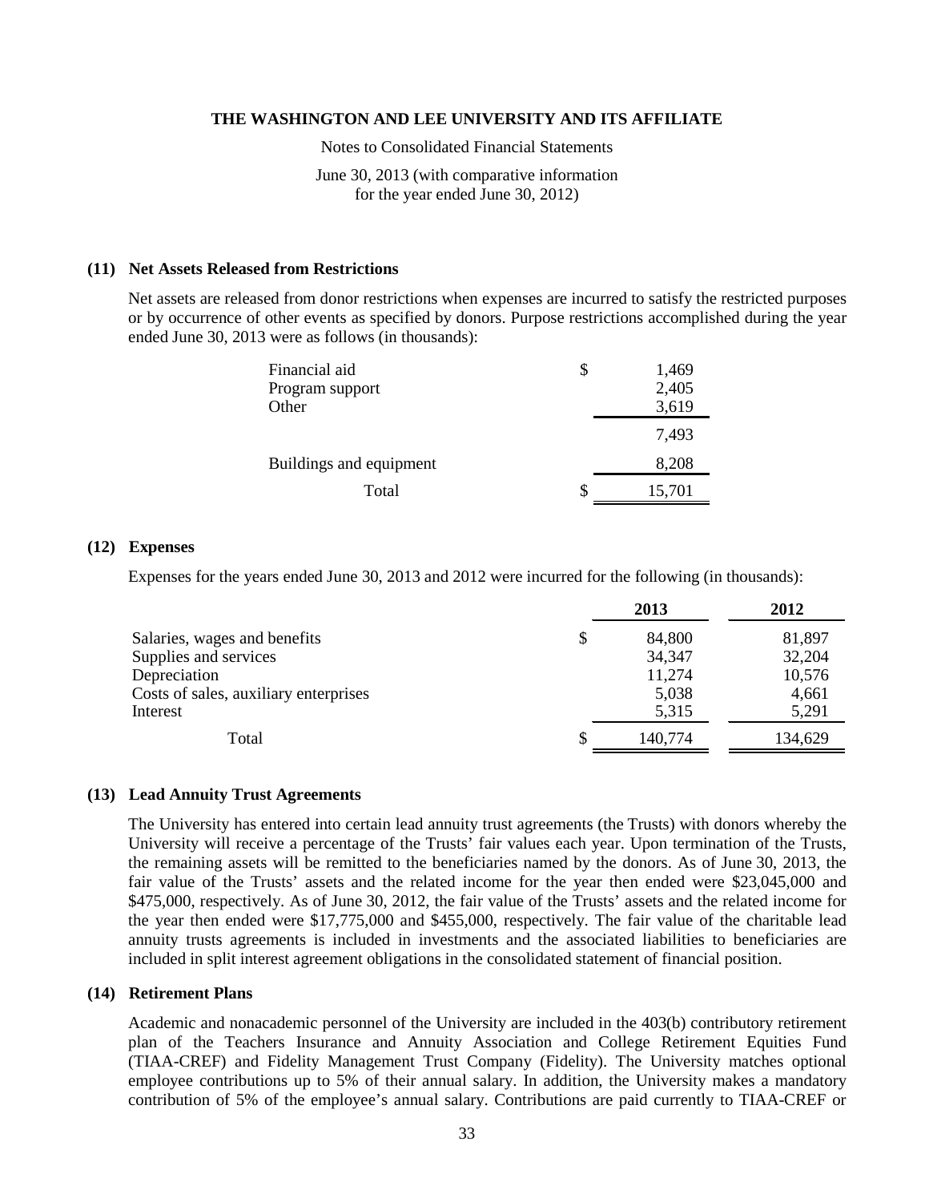**THE WASHINGTON AND LEE UNIVERSITY AND ITS AFFILIATE**

Notes to Consolidated Financial Statements

June 30, 2013 (with comparative information for the year ended June 30, 2012)

### (11) Net Assets Released from Restrictions

Net assets are released from donor restrictions when expenses are incurred to satisfy the restricted purposes or by occurrence of other events as specified by donors. Purpose restrictions accomplished during the year ended June 30, 2013 were as follows (in thousands):

| | |
|---|---|
| Financial aid | $ 1,469 |
| Program support | 2,405 |
| Other | 3,619 |
| | 7,493 |
| Buildings and equipment | 8,208 |
| Total | $ 15,701 |

### (12) Expenses

Expenses for the years ended June 30, 2013 and 2012 were incurred for the following (in thousands):

| | 2013 | 2012 |
|---|---|---|
| Salaries, wages and benefits | $ 84,800 | 81,897 |
| Supplies and services | 34,347 | 32,204 |
| Depreciation | 11,274 | 10,576 |
| Costs of sales, auxiliary enterprises | 5,038 | 4,661 |
| Interest | 5,315 | 5,291 |
| Total | $ 140,774 | 134,629 |

### (13) Lead Annuity Trust Agreements

The University has entered into certain lead annuity trust agreements (the Trusts) with donors whereby the University will receive a percentage of the Trusts' fair values each year. Upon termination of the Trusts, the remaining assets will be remitted to the beneficiaries named by the donors. As of June 30, 2013, the fair value of the Trusts' assets and the related income for the year then ended were $23,045,000 and $475,000, respectively. As of June 30, 2012, the fair value of the Trusts' assets and the related income for the year then ended were $17,775,000 and $455,000, respectively. The fair value of the charitable lead annuity trusts agreements is included in investments and the associated liabilities to beneficiaries are included in split interest agreement obligations in the consolidated statement of financial position.

### (14) Retirement Plans

Academic and nonacademic personnel of the University are included in the 403(b) contributory retirement plan of the Teachers Insurance and Annuity Association and College Retirement Equities Fund (TIAA-CREF) and Fidelity Management Trust Company (Fidelity). The University matches optional employee contributions up to 5% of their annual salary. In addition, the University makes a mandatory contribution of 5% of the employee's annual salary. Contributions are paid currently to TIAA-CREF or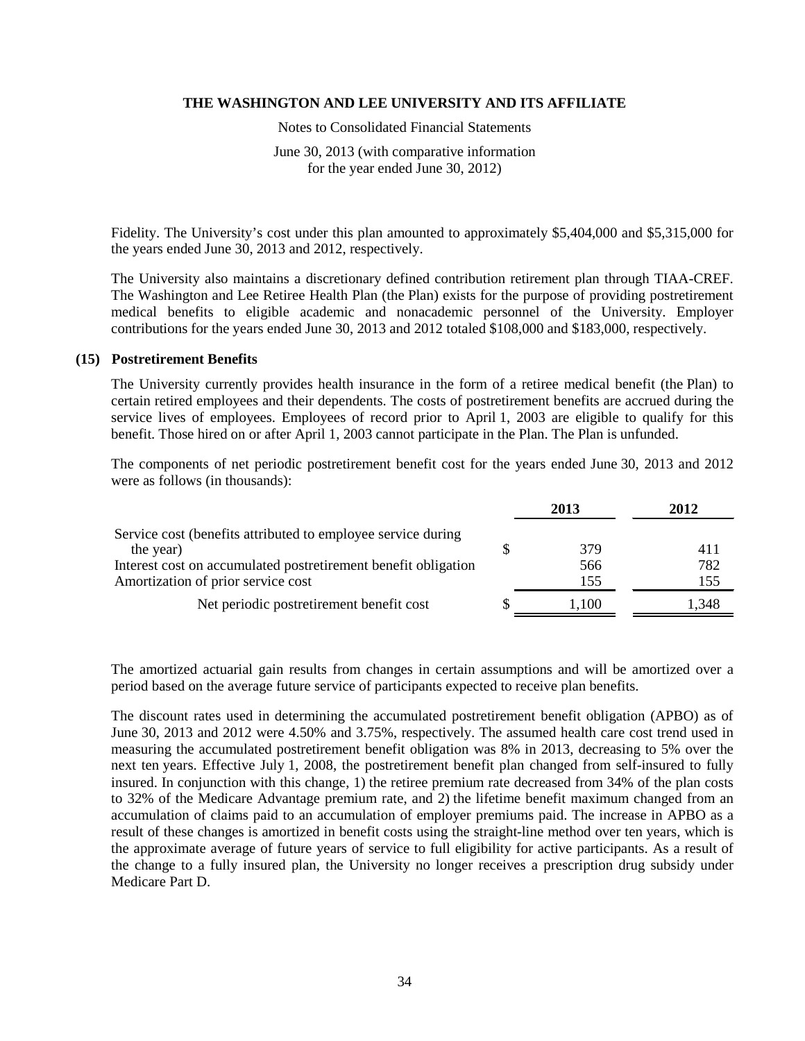Fidelity. The University's cost under this plan amounted to approximately $5,404,000 and $5,315,000 for the years ended June 30, 2013 and 2012, respectively.

The University also maintains a discretionary defined contribution retirement plan through TIAA-CREF. The Washington and Lee Retiree Health Plan (the Plan) exists for the purpose of providing postretirement medical benefits to eligible academic and nonacademic personnel of the University. Employer contributions for the years ended June 30, 2013 and 2012 totaled $108,000 and $183,000, respectively.

## (15) Postretirement Benefits

The University currently provides health insurance in the form of a retiree medical benefit (the Plan) to certain retired employees and their dependents. The costs of postretirement benefits are accrued during the service lives of employees. Employees of record prior to April 1, 2003 are eligible to qualify for this benefit. Those hired on or after April 1, 2003 cannot participate in the Plan. The Plan is unfunded.

The components of net periodic postretirement benefit cost for the years ended June 30, 2013 and 2012 were as follows (in thousands):

| | 2013 | 2012 |
|---|---|---|
| Service cost (benefits attributed to employee service during the year) | $ 379 | 411 |
| Interest cost on accumulated postretirement benefit obligation | 566 | 782 |
| Amortization of prior service cost | 155 | 155 |
| Net periodic postretirement benefit cost | $ 1,100 | 1,348 |

The amortized actuarial gain results from changes in certain assumptions and will be amortized over a period based on the average future service of participants expected to receive plan benefits.

The discount rates used in determining the accumulated postretirement benefit obligation (APBO) as of June 30, 2013 and 2012 were 4.50% and 3.75%, respectively. The assumed health care cost trend used in measuring the accumulated postretirement benefit obligation was 8% in 2013, decreasing to 5% over the next ten years. Effective July 1, 2008, the postretirement benefit plan changed from self-insured to fully insured. In conjunction with this change, 1) the retiree premium rate decreased from 34% of the plan costs to 32% of the Medicare Advantage premium rate, and 2) the lifetime benefit maximum changed from an accumulation of claims paid to an accumulation of employer premiums paid. The increase in APBO as a result of these changes is amortized in benefit costs using the straight-line method over ten years, which is the approximate average of future years of service to full eligibility for active participants. As a result of the change to a fully insured plan, the University no longer receives a prescription drug subsidy under Medicare Part D.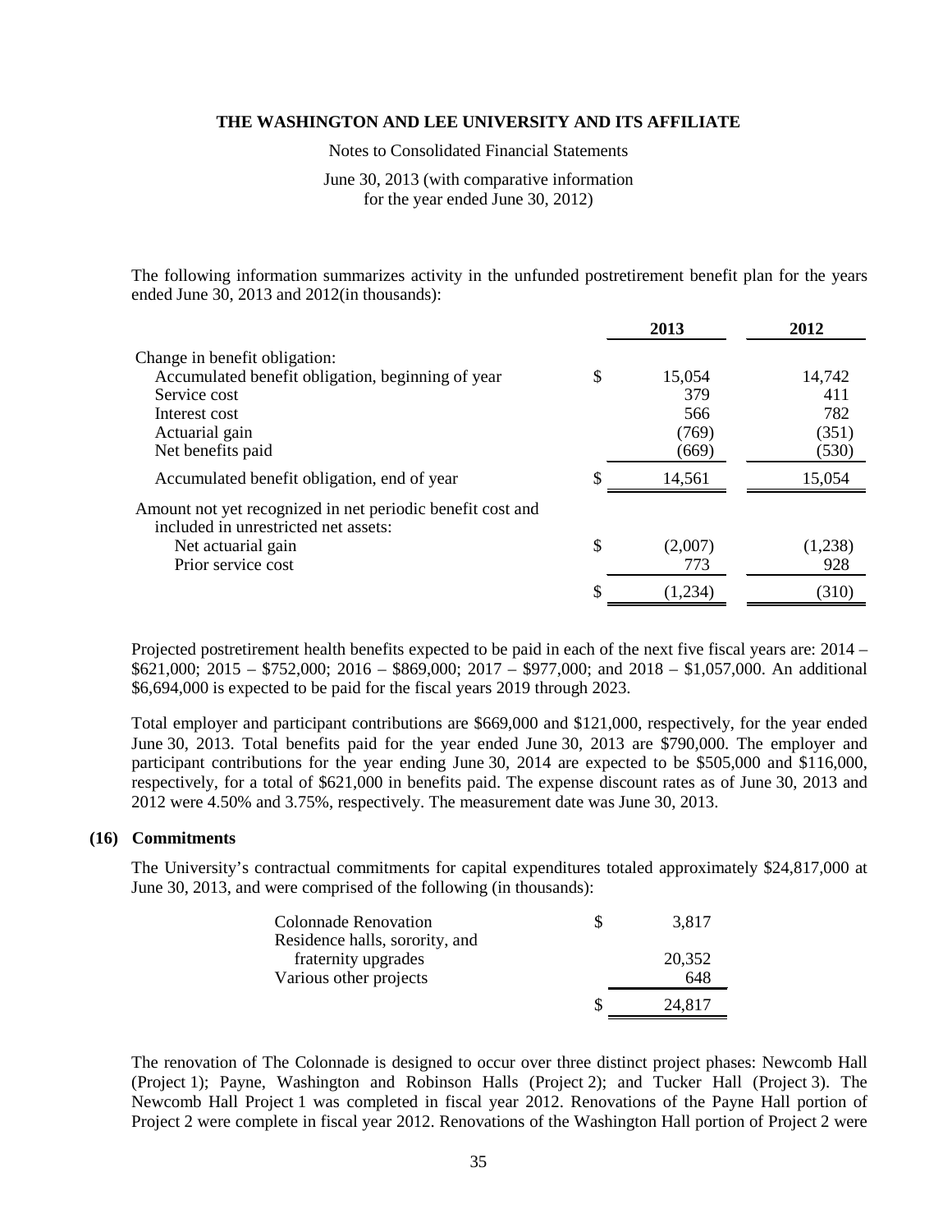The following information summarizes activity in the unfunded postretirement benefit plan for the years ended June 30, 2013 and 2012(in thousands):

| | 2013 | 2012 |
|---|---|---|
| Change in benefit obligation: | | |
| Accumulated benefit obligation, beginning of year | $ 15,054 | 14,742 |
| Service cost | 379 | 411 |
| Interest cost | 566 | 782 |
| Actuarial gain | (769) | (351) |
| Net benefits paid | (669) | (530) |
| Accumulated benefit obligation, end of year | $ 14,561 | 15,054 |
| Amount not yet recognized in net periodic benefit cost and included in unrestricted net assets: | | |
| Net actuarial gain | $ (2,007) | (1,238) |
| Prior service cost | 773 | 928 |
| | $ (1,234) | (310) |

Projected postretirement health benefits expected to be paid in each of the next five fiscal years are: 2014 – $621,000; 2015 – $752,000; 2016 – $869,000; 2017 – $977,000; and 2018 – $1,057,000. An additional $6,694,000 is expected to be paid for the fiscal years 2019 through 2023.

Total employer and participant contributions are $669,000 and $121,000, respectively, for the year ended June 30, 2013. Total benefits paid for the year ended June 30, 2013 are $790,000. The employer and participant contributions for the year ending June 30, 2014 are expected to be $505,000 and $116,000, respectively, for a total of $621,000 in benefits paid. The expense discount rates as of June 30, 2013 and 2012 were 4.50% and 3.75%, respectively. The measurement date was June 30, 2013.

## (16) Commitments

The University's contractual commitments for capital expenditures totaled approximately $24,817,000 at June 30, 2013, and were comprised of the following (in thousands):

| | |
|---|---|
| Colonnade Renovation | $ 3,817 |
| Residence halls, sorority, and fraternity upgrades | 20,352 |
| Various other projects | 648 |
| | $ 24,817 |

The renovation of The Colonnade is designed to occur over three distinct project phases: Newcomb Hall (Project 1); Payne, Washington and Robinson Halls (Project 2); and Tucker Hall (Project 3). The Newcomb Hall Project 1 was completed in fiscal year 2012. Renovations of the Payne Hall portion of Project 2 were complete in fiscal year 2012. Renovations of the Washington Hall portion of Project 2 were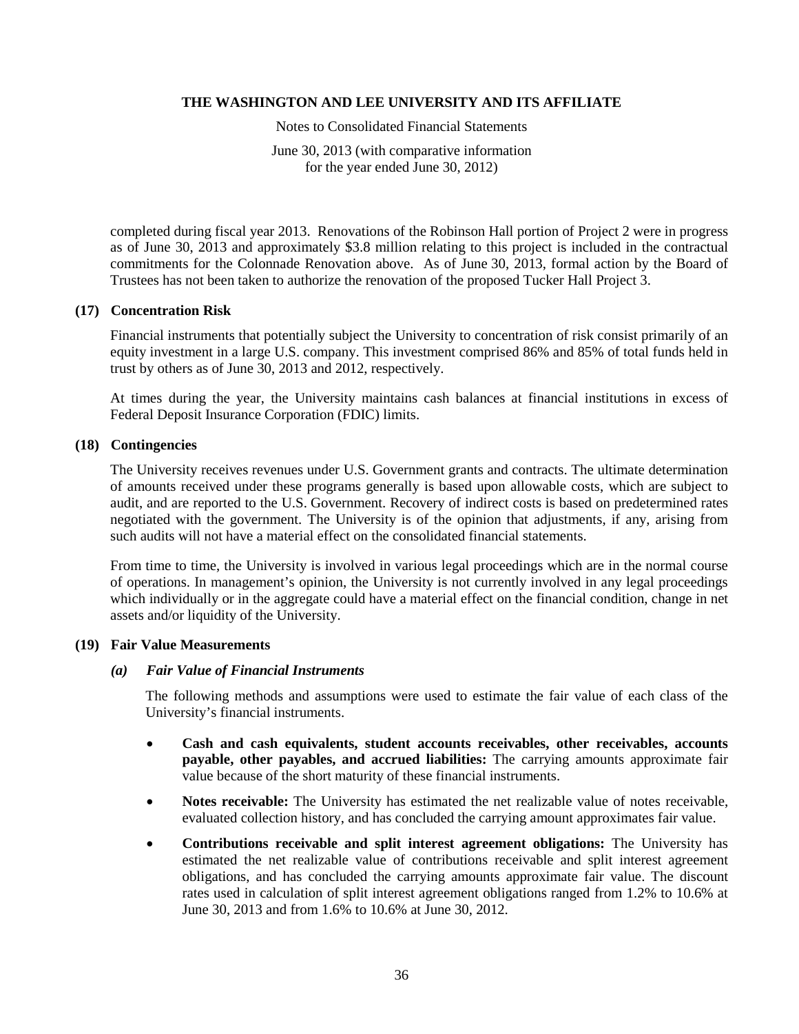completed during fiscal year 2013. Renovations of the Robinson Hall portion of Project 2 were in progress as of June 30, 2013 and approximately $3.8 million relating to this project is included in the contractual commitments for the Colonnade Renovation above. As of June 30, 2013, formal action by the Board of Trustees has not been taken to authorize the renovation of the proposed Tucker Hall Project 3.

## (17) Concentration Risk

Financial instruments that potentially subject the University to concentration of risk consist primarily of an equity investment in a large U.S. company. This investment comprised 86% and 85% of total funds held in trust by others as of June 30, 2013 and 2012, respectively.

At times during the year, the University maintains cash balances at financial institutions in excess of Federal Deposit Insurance Corporation (FDIC) limits.

## (18) Contingencies

The University receives revenues under U.S. Government grants and contracts. The ultimate determination of amounts received under these programs generally is based upon allowable costs, which are subject to audit, and are reported to the U.S. Government. Recovery of indirect costs is based on predetermined rates negotiated with the government. The University is of the opinion that adjustments, if any, arising from such audits will not have a material effect on the consolidated financial statements.

From time to time, the University is involved in various legal proceedings which are in the normal course of operations. In management's opinion, the University is not currently involved in any legal proceedings which individually or in the aggregate could have a material effect on the financial condition, change in net assets and/or liquidity of the University.

## (19) Fair Value Measurements

### *(a) Fair Value of Financial Instruments*

The following methods and assumptions were used to estimate the fair value of each class of the University's financial instruments.

- **Cash and cash equivalents, student accounts receivables, other receivables, accounts payable, other payables, and accrued liabilities:** The carrying amounts approximate fair value because of the short maturity of these financial instruments.
- **Notes receivable:** The University has estimated the net realizable value of notes receivable, evaluated collection history, and has concluded the carrying amount approximates fair value.
- **Contributions receivable and split interest agreement obligations:** The University has estimated the net realizable value of contributions receivable and split interest agreement obligations, and has concluded the carrying amounts approximate fair value. The discount rates used in calculation of split interest agreement obligations ranged from 1.2% to 10.6% at June 30, 2013 and from 1.6% to 10.6% at June 30, 2012.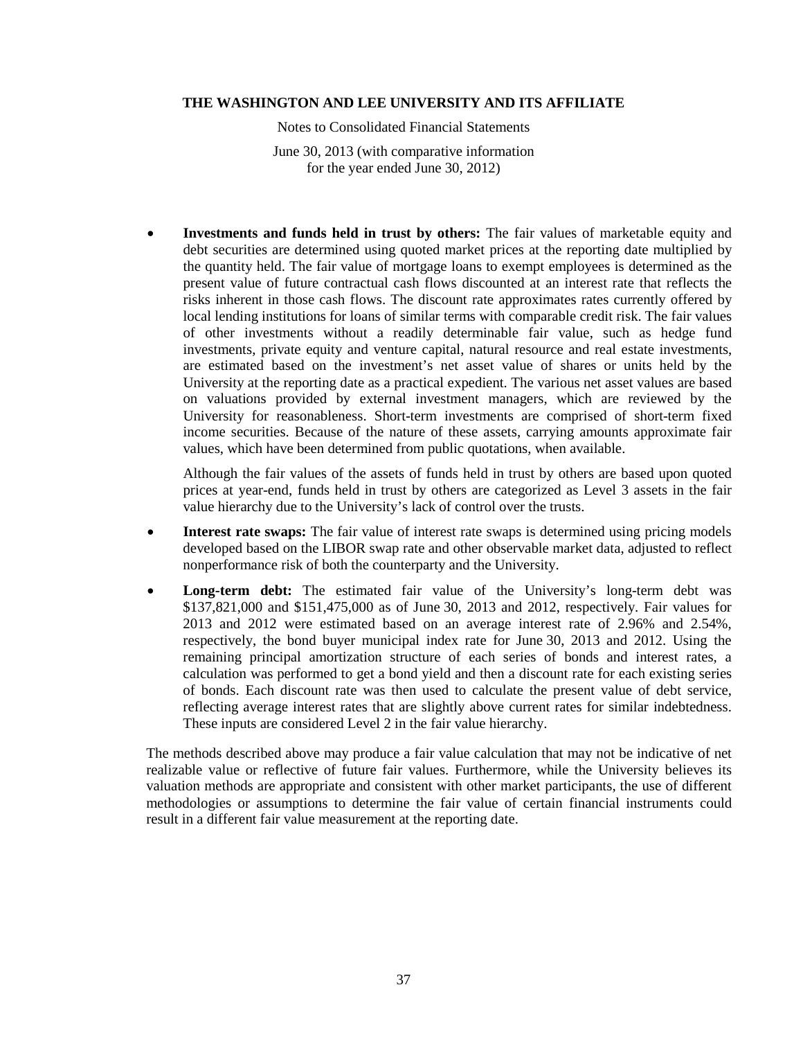- **Investments and funds held in trust by others:** The fair values of marketable equity and debt securities are determined using quoted market prices at the reporting date multiplied by the quantity held. The fair value of mortgage loans to exempt employees is determined as the present value of future contractual cash flows discounted at an interest rate that reflects the risks inherent in those cash flows. The discount rate approximates rates currently offered by local lending institutions for loans of similar terms with comparable credit risk. The fair values of other investments without a readily determinable fair value, such as hedge fund investments, private equity and venture capital, natural resource and real estate investments, are estimated based on the investment's net asset value of shares or units held by the University at the reporting date as a practical expedient. The various net asset values are based on valuations provided by external investment managers, which are reviewed by the University for reasonableness. Short-term investments are comprised of short-term fixed income securities. Because of the nature of these assets, carrying amounts approximate fair values, which have been determined from public quotations, when available.

  Although the fair values of the assets of funds held in trust by others are based upon quoted prices at year-end, funds held in trust by others are categorized as Level 3 assets in the fair value hierarchy due to the University's lack of control over the trusts.

- **Interest rate swaps:** The fair value of interest rate swaps is determined using pricing models developed based on the LIBOR swap rate and other observable market data, adjusted to reflect nonperformance risk of both the counterparty and the University.

- **Long-term debt:** The estimated fair value of the University's long-term debt was $137,821,000 and $151,475,000 as of June 30, 2013 and 2012, respectively. Fair values for 2013 and 2012 were estimated based on an average interest rate of 2.96% and 2.54%, respectively, the bond buyer municipal index rate for June 30, 2013 and 2012. Using the remaining principal amortization structure of each series of bonds and interest rates, a calculation was performed to get a bond yield and then a discount rate for each existing series of bonds. Each discount rate was then used to calculate the present value of debt service, reflecting average interest rates that are slightly above current rates for similar indebtedness. These inputs are considered Level 2 in the fair value hierarchy.

The methods described above may produce a fair value calculation that may not be indicative of net realizable value or reflective of future fair values. Furthermore, while the University believes its valuation methods are appropriate and consistent with other market participants, the use of different methodologies or assumptions to determine the fair value of certain financial instruments could result in a different fair value measurement at the reporting date.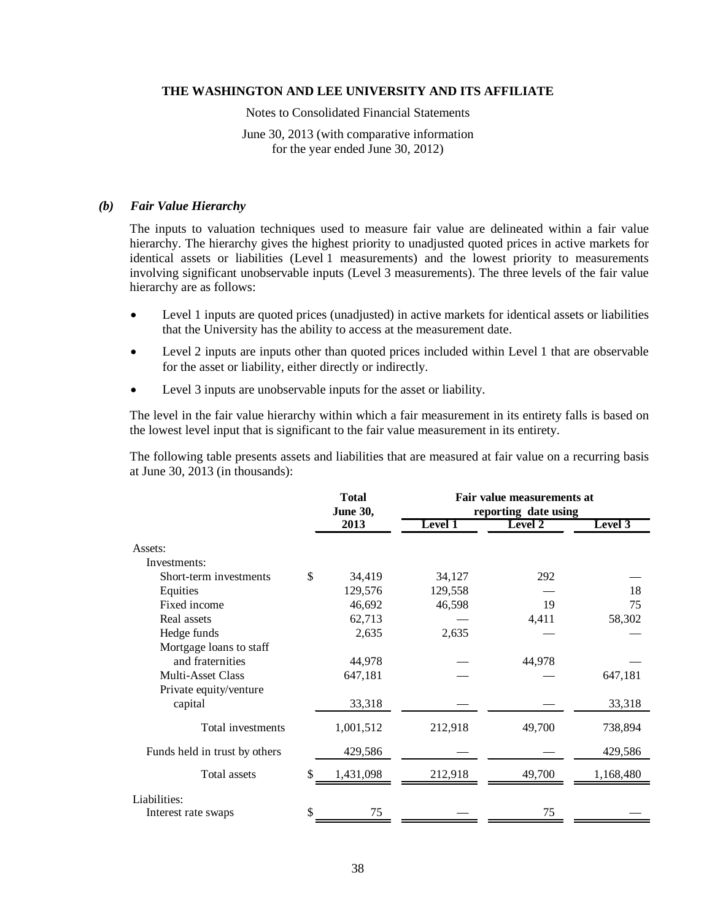#### *(b) Fair Value Hierarchy*

The inputs to valuation techniques used to measure fair value are delineated within a fair value hierarchy. The hierarchy gives the highest priority to unadjusted quoted prices in active markets for identical assets or liabilities (Level 1 measurements) and the lowest priority to measurements involving significant unobservable inputs (Level 3 measurements). The three levels of the fair value hierarchy are as follows:

- Level 1 inputs are quoted prices (unadjusted) in active markets for identical assets or liabilities that the University has the ability to access at the measurement date.
- Level 2 inputs are inputs other than quoted prices included within Level 1 that are observable for the asset or liability, either directly or indirectly.
- Level 3 inputs are unobservable inputs for the asset or liability.

The level in the fair value hierarchy within which a fair measurement in its entirety falls is based on the lowest level input that is significant to the fair value measurement in its entirety.

The following table presents assets and liabilities that are measured at fair value on a recurring basis at June 30, 2013 (in thousands):

| | Total June 30, 2013 | Fair value measurements at reporting date using | | |
|---|---|---|---|---|
| | | Level 1 | Level 2 | Level 3 |
| Assets: | | | | |
| Investments: | | | | |
| Short-term investments | $ 34,419 | 34,127 | 292 | — |
| Equities | 129,576 | 129,558 | — | 18 |
| Fixed income | 46,692 | 46,598 | 19 | 75 |
| Real assets | 62,713 | — | 4,411 | 58,302 |
| Hedge funds | 2,635 | 2,635 | — | — |
| Mortgage loans to staff and fraternities | 44,978 | — | 44,978 | — |
| Multi-Asset Class | 647,181 | — | — | 647,181 |
| Private equity/venture capital | 33,318 | — | — | 33,318 |
| Total investments | 1,001,512 | 212,918 | 49,700 | 738,894 |
| Funds held in trust by others | 429,586 | — | — | 429,586 |
| Total assets | $ 1,431,098 | 212,918 | 49,700 | 1,168,480 |
| Liabilities: | | | | |
| Interest rate swaps | $ 75 | — | 75 | — |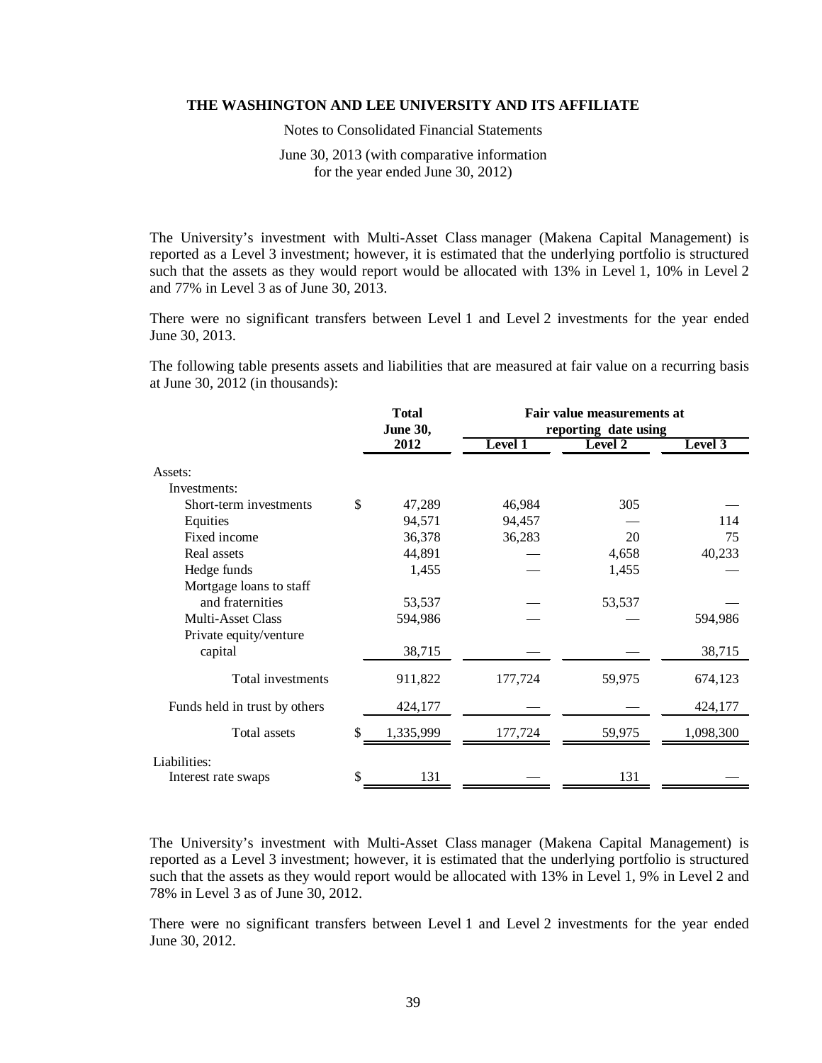The University's investment with Multi-Asset Class manager (Makena Capital Management) is reported as a Level 3 investment; however, it is estimated that the underlying portfolio is structured such that the assets as they would report would be allocated with 13% in Level 1, 10% in Level 2 and 77% in Level 3 as of June 30, 2013.

There were no significant transfers between Level 1 and Level 2 investments for the year ended June 30, 2013.

The following table presents assets and liabilities that are measured at fair value on a recurring basis at June 30, 2012 (in thousands):

| | Total June 30, 2012 | Fair value measurements at reporting date using | | |
|---|---|---|---|---|
| | | **Level 1** | **Level 2** | **Level 3** |
| Assets: | | | | |
| Investments: | | | | |
| Short-term investments | $ 47,289 | 46,984 | 305 | — |
| Equities | 94,571 | 94,457 | — | 114 |
| Fixed income | 36,378 | 36,283 | 20 | 75 |
| Real assets | 44,891 | — | 4,658 | 40,233 |
| Hedge funds | 1,455 | — | 1,455 | — |
| Mortgage loans to staff and fraternities | 53,537 | — | 53,537 | — |
| Multi-Asset Class | 594,986 | — | — | 594,986 |
| Private equity/venture capital | 38,715 | — | — | 38,715 |
| Total investments | 911,822 | 177,724 | 59,975 | 674,123 |
| Funds held in trust by others | 424,177 | — | — | 424,177 |
| Total assets | $ 1,335,999 | 177,724 | 59,975 | 1,098,300 |
| Liabilities: | | | | |
| Interest rate swaps | $ 131 | — | 131 | — |

The University's investment with Multi-Asset Class manager (Makena Capital Management) is reported as a Level 3 investment; however, it is estimated that the underlying portfolio is structured such that the assets as they would report would be allocated with 13% in Level 1, 9% in Level 2 and 78% in Level 3 as of June 30, 2012.

There were no significant transfers between Level 1 and Level 2 investments for the year ended June 30, 2012.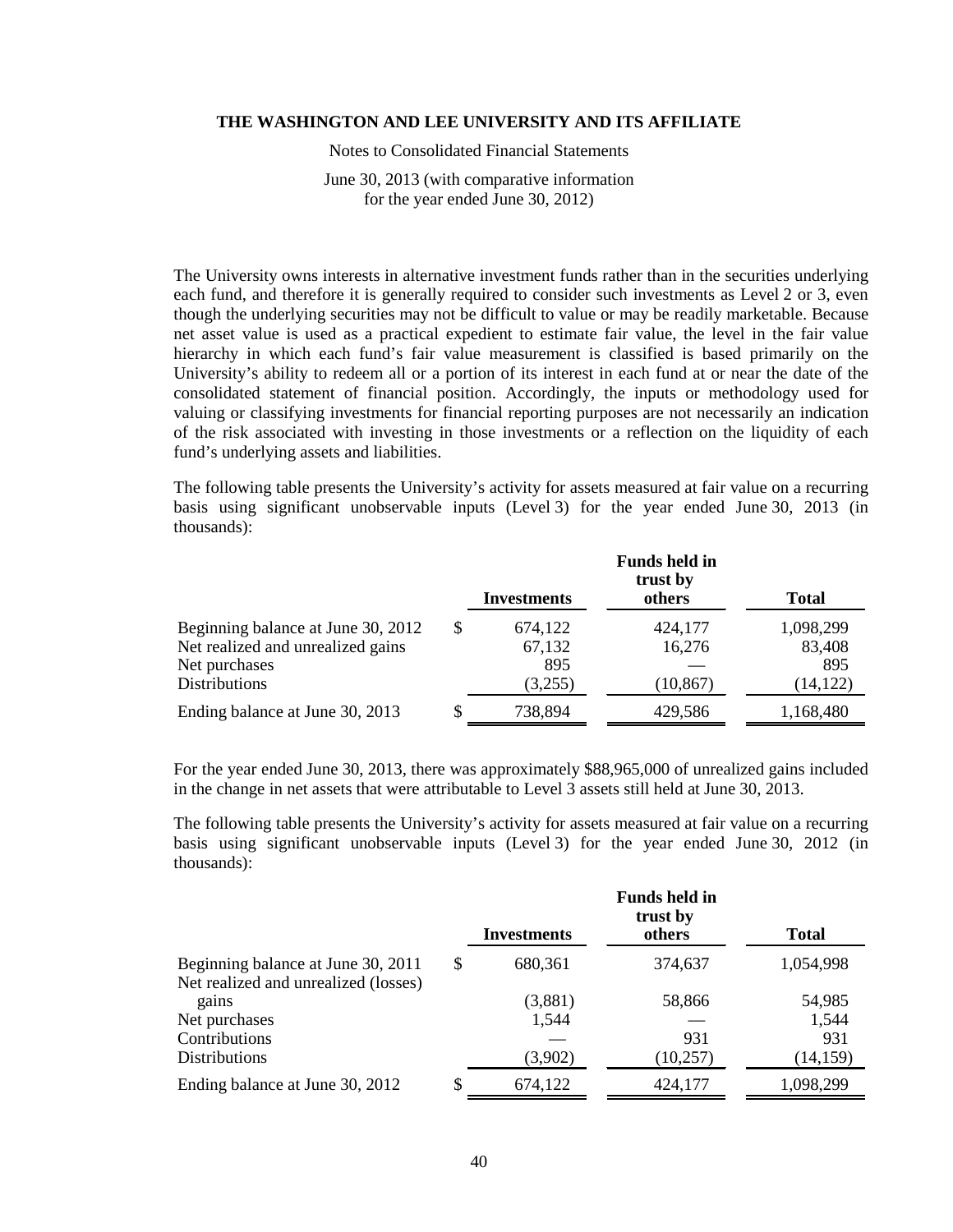The University owns interests in alternative investment funds rather than in the securities underlying each fund, and therefore it is generally required to consider such investments as Level 2 or 3, even though the underlying securities may not be difficult to value or may be readily marketable. Because net asset value is used as a practical expedient to estimate fair value, the level in the fair value hierarchy in which each fund's fair value measurement is classified is based primarily on the University's ability to redeem all or a portion of its interest in each fund at or near the date of the consolidated statement of financial position. Accordingly, the inputs or methodology used for valuing or classifying investments for financial reporting purposes are not necessarily an indication of the risk associated with investing in those investments or a reflection on the liquidity of each fund's underlying assets and liabilities.

The following table presents the University's activity for assets measured at fair value on a recurring basis using significant unobservable inputs (Level 3) for the year ended June 30, 2013 (in thousands):

| | Investments | Funds held in trust by others | Total |
|---|---|---|---|
| Beginning balance at June 30, 2012 | $ 674,122 | 424,177 | 1,098,299 |
| Net realized and unrealized gains | 67,132 | 16,276 | 83,408 |
| Net purchases | 895 | — | 895 |
| Distributions | (3,255) | (10,867) | (14,122) |
| Ending balance at June 30, 2013 | $ 738,894 | 429,586 | 1,168,480 |

For the year ended June 30, 2013, there was approximately $88,965,000 of unrealized gains included in the change in net assets that were attributable to Level 3 assets still held at June 30, 2013.

The following table presents the University's activity for assets measured at fair value on a recurring basis using significant unobservable inputs (Level 3) for the year ended June 30, 2012 (in thousands):

| | Investments | Funds held in trust by others | Total |
|---|---|---|---|
| Beginning balance at June 30, 2011 | $ 680,361 | 374,637 | 1,054,998 |
| Net realized and unrealized (losses) gains | (3,881) | 58,866 | 54,985 |
| Net purchases | 1,544 | — | 1,544 |
| Contributions | — | 931 | 931 |
| Distributions | (3,902) | (10,257) | (14,159) |
| Ending balance at June 30, 2012 | $ 674,122 | 424,177 | 1,098,299 |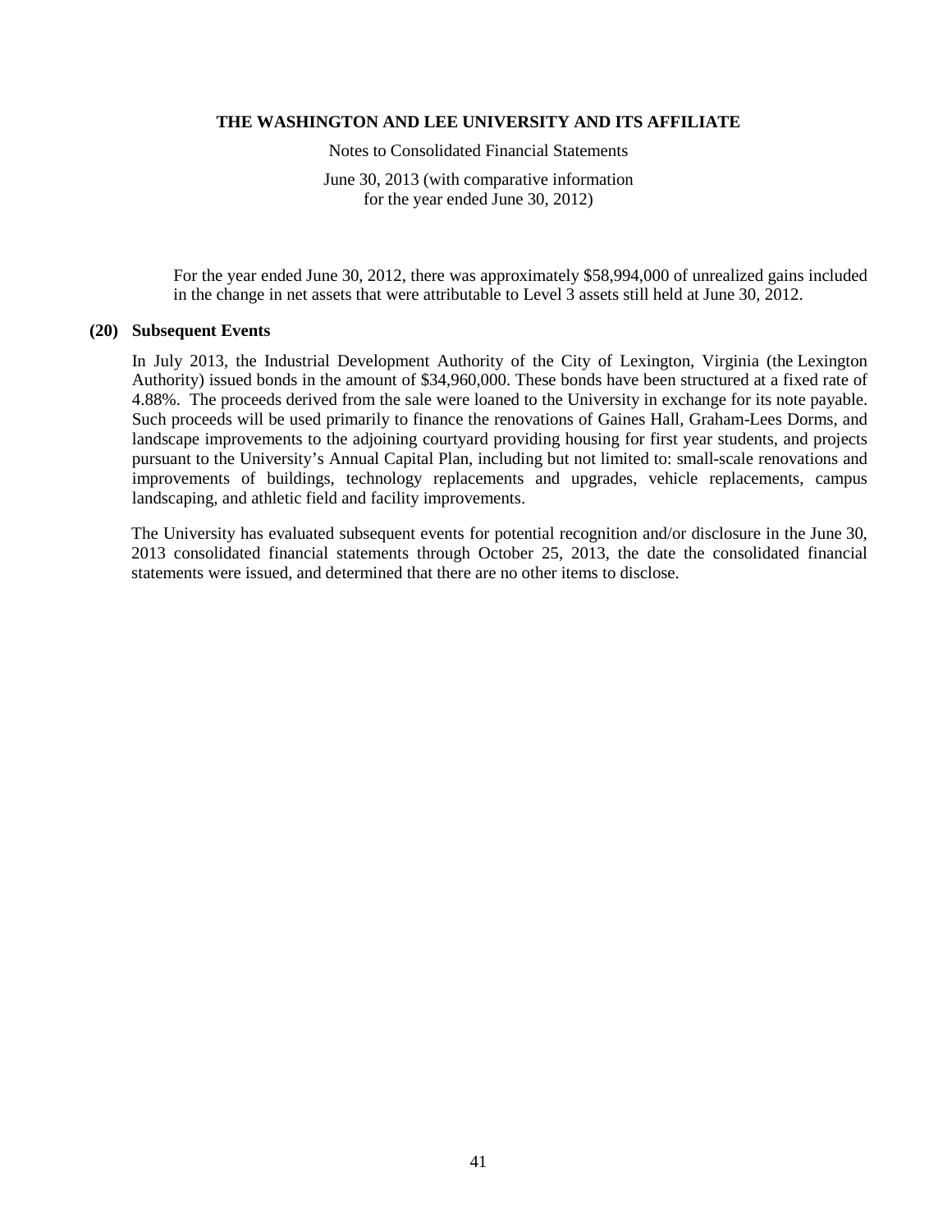For the year ended June 30, 2012, there was approximately $58,994,000 of unrealized gains included in the change in net assets that were attributable to Level 3 assets still held at June 30, 2012.

## (20) Subsequent Events

In July 2013, the Industrial Development Authority of the City of Lexington, Virginia (the Lexington Authority) issued bonds in the amount of $34,960,000. These bonds have been structured at a fixed rate of 4.88%. The proceeds derived from the sale were loaned to the University in exchange for its note payable. Such proceeds will be used primarily to finance the renovations of Gaines Hall, Graham-Lees Dorms, and landscape improvements to the adjoining courtyard providing housing for first year students, and projects pursuant to the University's Annual Capital Plan, including but not limited to: small-scale renovations and improvements of buildings, technology replacements and upgrades, vehicle replacements, campus landscaping, and athletic field and facility improvements.

The University has evaluated subsequent events for potential recognition and/or disclosure in the June 30, 2013 consolidated financial statements through October 25, 2013, the date the consolidated financial statements were issued, and determined that there are no other items to disclose.